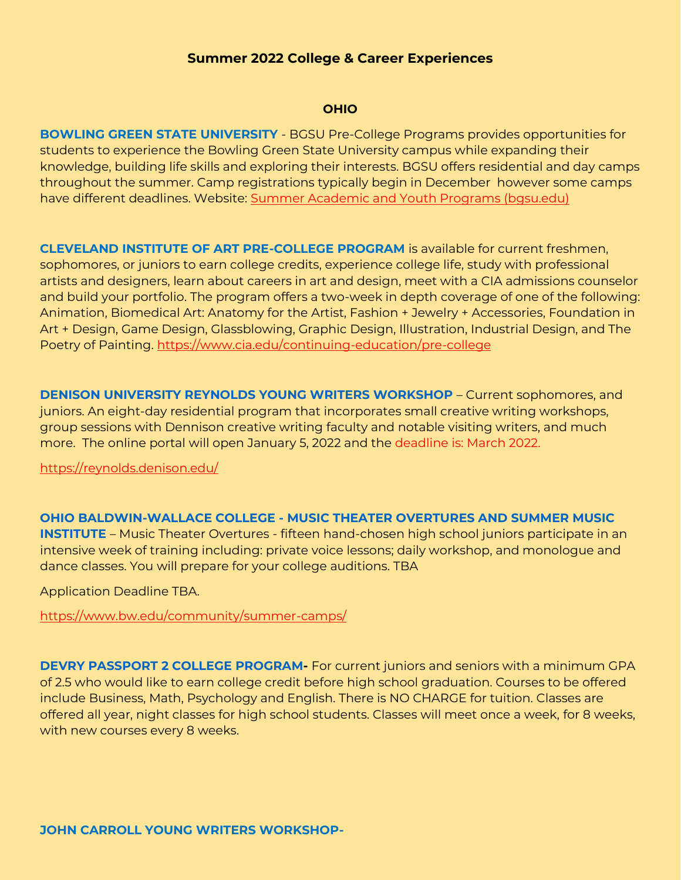## Summary 2022 College & Career Experiences

### OHIO

**BOWLING GREEN STATE UNIVERSITY** - BGSU Pre-College Programs provides opportunities for students to experience the Bowling Green State University campus while expanding their knowledge, building life skills and exploring their interests. BGSU offers residential and day camps throughout the summer. Camp registrations typically begin in December however some camps have different deadlines. Website: [Summer Academic and Youth Programs (bgsu.edu)](Summer Academic and Youth Programs (bgsu.edu))

**CLEVELAND INSTITUTE OF ART PRE-COLLEGE PROGRAM** is available for current freshmen, sophomores, or juniors to earn college credits, experience college life, study with professional artists and designers, learn about careers in art and design, meet with a CIA admissions counselor and build your portfolio. The program offers a two-week in depth coverage of one of the following: Animation, Biomedical Art: Anatomy for the Artist, Fashion + Jewelry + Accessories, Foundation in Art + Design, Game Design, Glassblowing, Graphic Design, Illustration, Industrial Design, and The Poetry of Painting. https://www.cia.edu/continuing-education/pre-college

**DENISON UNIVERSITY REYNOLDS YOUNG WRITERS WORKSHOP** – Current sophomores, and juniors. An eight-day residential program that incorporates small creative writing workshops, group sessions with Dennison creative writing faculty and notable visiting writers, and much more. The online portal will open January 5, 2022 and the deadline is: March 2022.

https://reynolds.denison.edu/

**OHIO BALDWIN-WALLACE COLLEGE - MUSIC THEATER OVERTURES AND SUMMER MUSIC INSTITUTE** – Music Theater Overtures - fifteen hand-chosen high school juniors participate in an intensive week of training including: private voice lessons; daily workshop, and monologue and dance classes. You will prepare for your college auditions. TBA

Application Deadline TBA.

https://www.bw.edu/community/summer-camps/

**DEVRY PASSPORT 2 COLLEGE PROGRAM-** For current juniors and seniors with a minimum GPA of 2.5 who would like to earn college credit before high school graduation. Courses to be offered include Business, Math, Psychology and English. There is NO CHARGE for tuition. Classes are offered all year, night classes for high school students. Classes will meet once a week, for 8 weeks, with new courses every 8 weeks.

**JOHN CARROLL YOUNG WRITERS WORKSHOP-**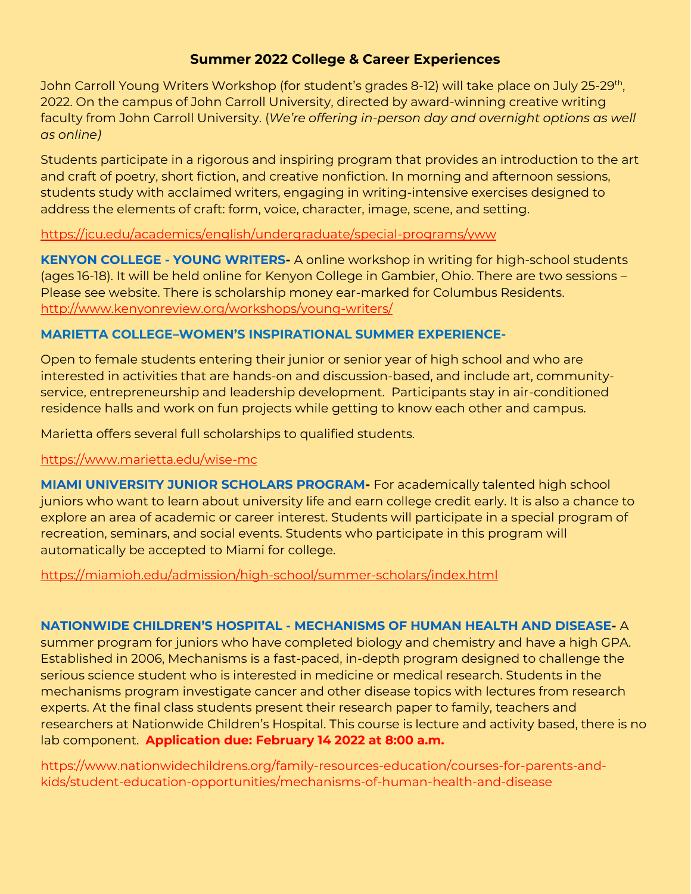## Summer 2022 College & Career Experiences

John Carroll Young Writers Workshop (for student's grades 8-12) will take place on July 25-29th, 2022. On the campus of John Carroll University, directed by award-winning creative writing faculty from John Carroll University. (*We're offering in-person day and overnight options as well as online)*

Students participate in a rigorous and inspiring program that provides an introduction to the art and craft of poetry, short fiction, and creative nonfiction. In morning and afternoon sessions, students study with acclaimed writers, engaging in writing-intensive exercises designed to address the elements of craft: form, voice, character, image, scene, and setting.

https://jcu.edu/academics/english/undergraduate/special-programs/yww

**KENYON COLLEGE - YOUNG WRITERS-** A online workshop in writing for high-school students (ages 16-18). It will be held online for Kenyon College in Gambier, Ohio. There are two sessions – Please see website. There is scholarship money ear-marked for Columbus Residents. http://www.kenyonreview.org/workshops/young-writers/

**MARIETTA COLLEGE–WOMEN'S INSPIRATIONAL SUMMER EXPERIENCE-**

Open to female students entering their junior or senior year of high school and who are interested in activities that are hands-on and discussion-based, and include art, community-service, entrepreneurship and leadership development. Participants stay in air-conditioned residence halls and work on fun projects while getting to know each other and campus.

Marietta offers several full scholarships to qualified students.

https://www.marietta.edu/wise-mc

**MIAMI UNIVERSITY JUNIOR SCHOLARS PROGRAM-** For academically talented high school juniors who want to learn about university life and earn college credit early. It is also a chance to explore an area of academic or career interest. Students will participate in a special program of recreation, seminars, and social events. Students who participate in this program will automatically be accepted to Miami for college.

https://miamioh.edu/admission/high-school/summer-scholars/index.html

**NATIONWIDE CHILDREN'S HOSPITAL - MECHANISMS OF HUMAN HEALTH AND DISEASE-** A summer program for juniors who have completed biology and chemistry and have a high GPA. Established in 2006, Mechanisms is a fast-paced, in-depth program designed to challenge the serious science student who is interested in medicine or medical research. Students in the mechanisms program investigate cancer and other disease topics with lectures from research experts. At the final class students present their research paper to family, teachers and researchers at Nationwide Children's Hospital. This course is lecture and activity based, there is no lab component. **Application due: February 14 2022 at 8:00 a.m.**

https://www.nationwidechildrens.org/family-resources-education/courses-for-parents-and-kids/student-education-opportunities/mechanisms-of-human-health-and-disease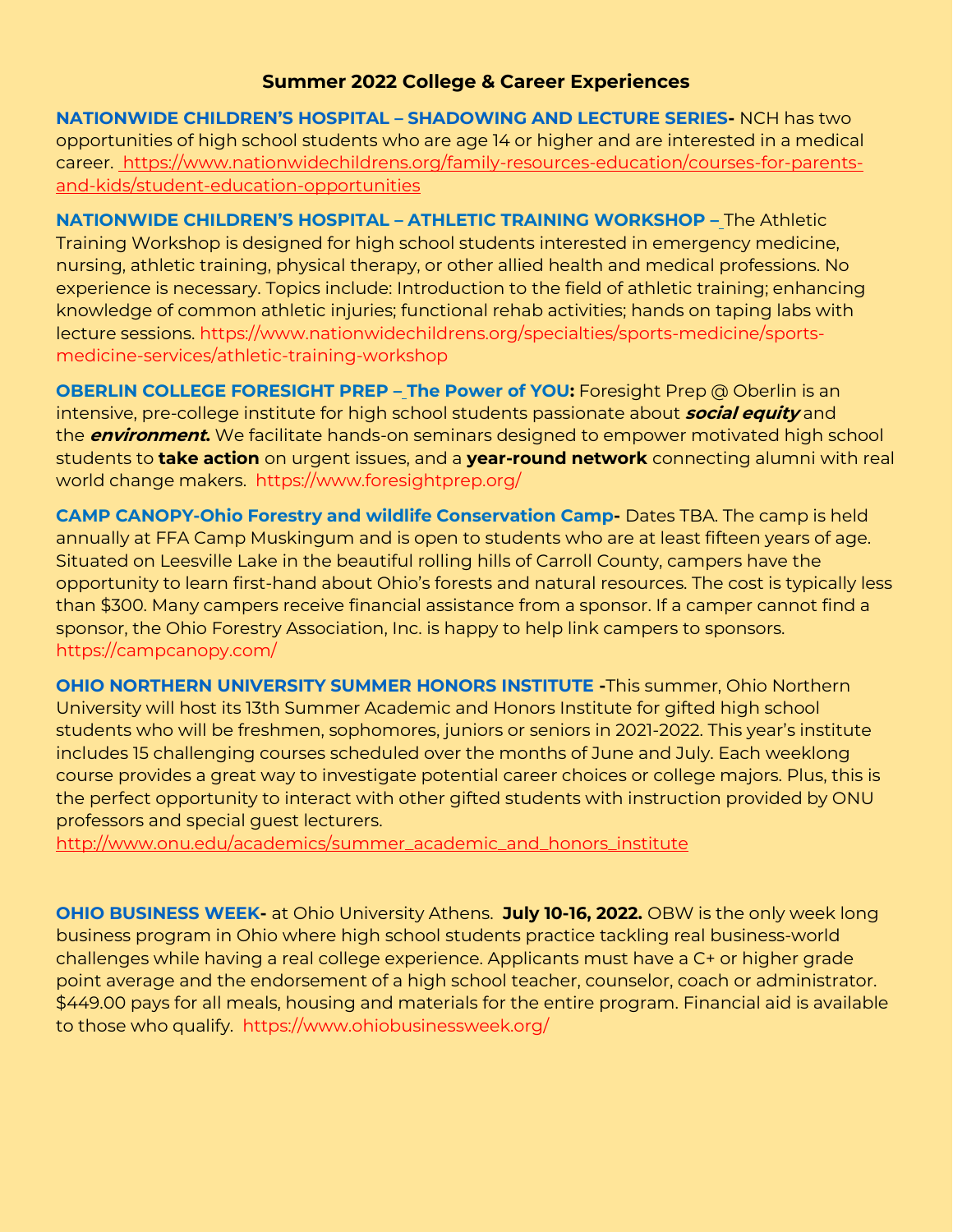## Summer 2022 College & Career Experiences

**NATIONWIDE CHILDREN'S HOSPITAL – SHADOWING AND LECTURE SERIES-** NCH has two opportunities of high school students who are age 14 or higher and are interested in a medical career. https://www.nationwidechildrens.org/family-resources-education/courses-for-parents-and-kids/student-education-opportunities

**NATIONWIDE CHILDREN'S HOSPITAL – ATHLETIC TRAINING WORKSHOP –** The Athletic Training Workshop is designed for high school students interested in emergency medicine, nursing, athletic training, physical therapy, or other allied health and medical professions. No experience is necessary. Topics include: Introduction to the field of athletic training; enhancing knowledge of common athletic injuries; functional rehab activities; hands on taping labs with lecture sessions. https://www.nationwidechildrens.org/specialties/sports-medicine/sports-medicine-services/athletic-training-workshop

**OBERLIN COLLEGE FORESIGHT PREP – The Power of YOU:** Foresight Prep @ Oberlin is an intensive, pre-college institute for high school students passionate about ***social equity*** and the ***environment.*** We facilitate hands-on seminars designed to empower motivated high school students to **take action** on urgent issues, and a **year-round network** connecting alumni with real world change makers. https://www.foresightprep.org/

**CAMP CANOPY-Ohio Forestry and wildlife Conservation Camp-** Dates TBA. The camp is held annually at FFA Camp Muskingum and is open to students who are at least fifteen years of age. Situated on Leesville Lake in the beautiful rolling hills of Carroll County, campers have the opportunity to learn first-hand about Ohio's forests and natural resources. The cost is typically less than $300. Many campers receive financial assistance from a sponsor. If a camper cannot find a sponsor, the Ohio Forestry Association, Inc. is happy to help link campers to sponsors. https://campcanopy.com/

**OHIO NORTHERN UNIVERSITY SUMMER HONORS INSTITUTE -**This summer, Ohio Northern University will host its 13th Summer Academic and Honors Institute for gifted high school students who will be freshmen, sophomores, juniors or seniors in 2021-2022. This year's institute includes 15 challenging courses scheduled over the months of June and July. Each weeklong course provides a great way to investigate potential career choices or college majors. Plus, this is the perfect opportunity to interact with other gifted students with instruction provided by ONU professors and special guest lecturers.
http://www.onu.edu/academics/summer_academic_and_honors_institute

**OHIO BUSINESS WEEK-** at Ohio University Athens. **July 10-16, 2022.** OBW is the only week long business program in Ohio where high school students practice tackling real business-world challenges while having a real college experience. Applicants must have a C+ or higher grade point average and the endorsement of a high school teacher, counselor, coach or administrator. $449.00 pays for all meals, housing and materials for the entire program. Financial aid is available to those who qualify. https://www.ohiobusinessweek.org/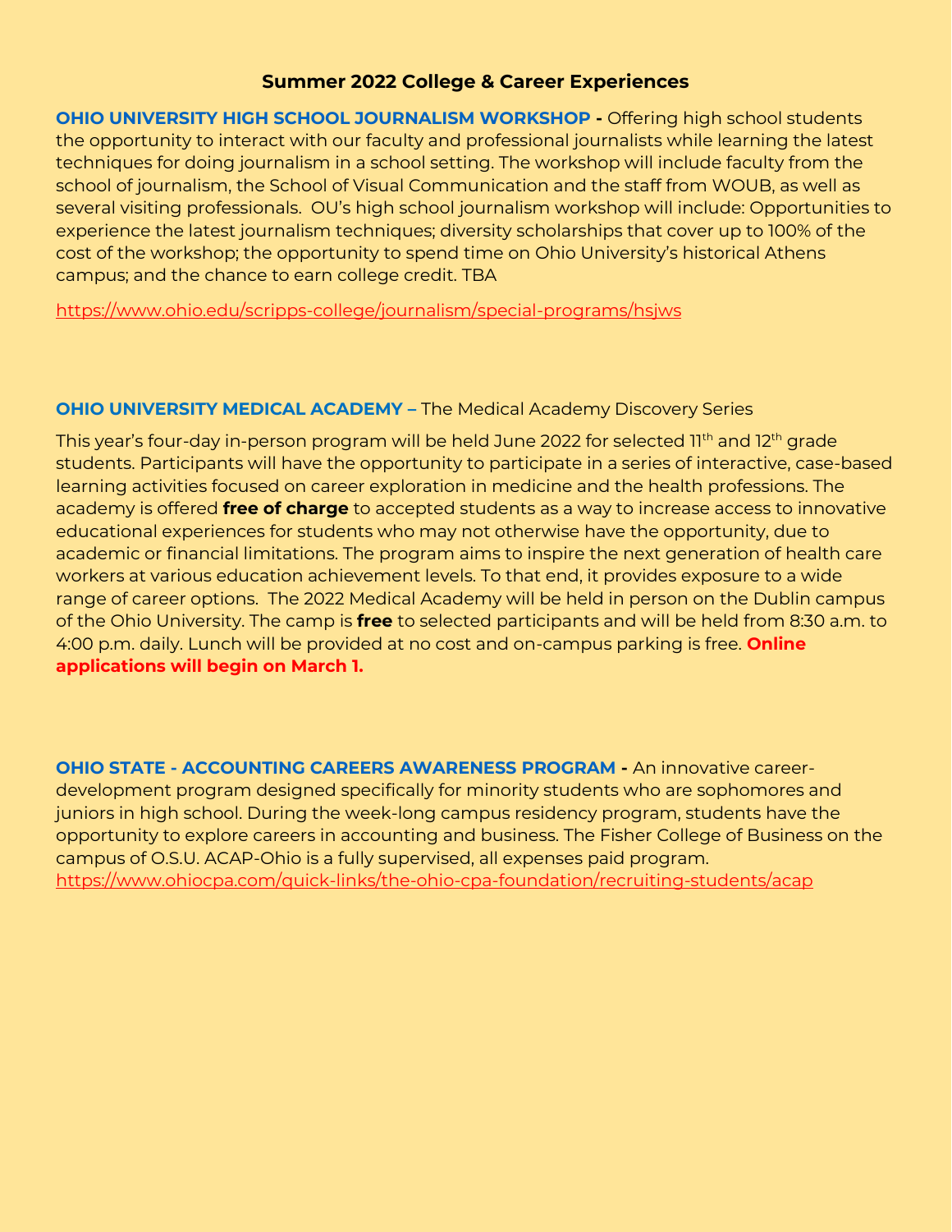## Summer 2022 College & Career Experiences

**OHIO UNIVERSITY HIGH SCHOOL JOURNALISM WORKSHOP -** Offering high school students the opportunity to interact with our faculty and professional journalists while learning the latest techniques for doing journalism in a school setting. The workshop will include faculty from the school of journalism, the School of Visual Communication and the staff from WOUB, as well as several visiting professionals. OU's high school journalism workshop will include: Opportunities to experience the latest journalism techniques; diversity scholarships that cover up to 100% of the cost of the workshop; the opportunity to spend time on Ohio University's historical Athens campus; and the chance to earn college credit. TBA

https://www.ohio.edu/scripps-college/journalism/special-programs/hsjws

**OHIO UNIVERSITY MEDICAL ACADEMY –** The Medical Academy Discovery Series

This year's four-day in-person program will be held June 2022 for selected 11th and 12th grade students. Participants will have the opportunity to participate in a series of interactive, case-based learning activities focused on career exploration in medicine and the health professions. The academy is offered **free of charge** to accepted students as a way to increase access to innovative educational experiences for students who may not otherwise have the opportunity, due to academic or financial limitations. The program aims to inspire the next generation of health care workers at various education achievement levels. To that end, it provides exposure to a wide range of career options. The 2022 Medical Academy will be held in person on the Dublin campus of the Ohio University. The camp is **free** to selected participants and will be held from 8:30 a.m. to 4:00 p.m. daily. Lunch will be provided at no cost and on-campus parking is free. **Online applications will begin on March 1.**

**OHIO STATE - ACCOUNTING CAREERS AWARENESS PROGRAM -** An innovative career-development program designed specifically for minority students who are sophomores and juniors in high school. During the week-long campus residency program, students have the opportunity to explore careers in accounting and business. The Fisher College of Business on the campus of O.S.U. ACAP-Ohio is a fully supervised, all expenses paid program.
https://www.ohiocpa.com/quick-links/the-ohio-cpa-foundation/recruiting-students/acap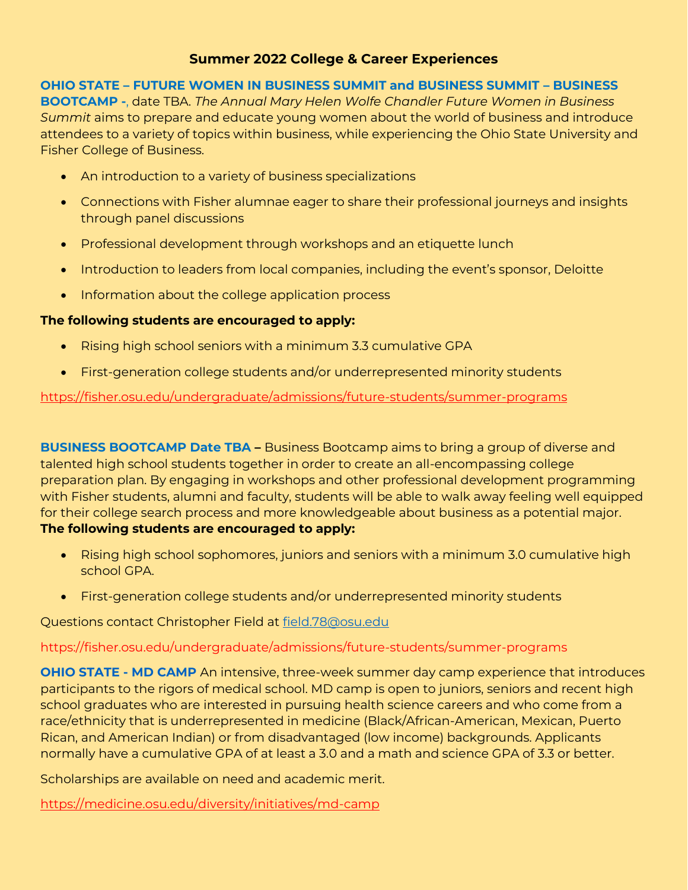## Summer 2022 College & Career Experiences

**OHIO STATE – FUTURE WOMEN IN BUSINESS SUMMIT and BUSINESS SUMMIT – BUSINESS BOOTCAMP -**, date TBA. *The Annual Mary Helen Wolfe Chandler Future Women in Business Summit* aims to prepare and educate young women about the world of business and introduce attendees to a variety of topics within business, while experiencing the Ohio State University and Fisher College of Business.

- An introduction to a variety of business specializations
- Connections with Fisher alumnae eager to share their professional journeys and insights through panel discussions
- Professional development through workshops and an etiquette lunch
- Introduction to leaders from local companies, including the event's sponsor, Deloitte
- Information about the college application process

**The following students are encouraged to apply:**

- Rising high school seniors with a minimum 3.3 cumulative GPA
- First-generation college students and/or underrepresented minority students

https://fisher.osu.edu/undergraduate/admissions/future-students/summer-programs

**BUSINESS BOOTCAMP Date TBA –** Business Bootcamp aims to bring a group of diverse and talented high school students together in order to create an all-encompassing college preparation plan. By engaging in workshops and other professional development programming with Fisher students, alumni and faculty, students will be able to walk away feeling well equipped for their college search process and more knowledgeable about business as a potential major.

**The following students are encouraged to apply:**

- Rising high school sophomores, juniors and seniors with a minimum 3.0 cumulative high school GPA.
- First-generation college students and/or underrepresented minority students

Questions contact Christopher Field at field.78@osu.edu

https://fisher.osu.edu/undergraduate/admissions/future-students/summer-programs

**OHIO STATE - MD CAMP** An intensive, three-week summer day camp experience that introduces participants to the rigors of medical school. MD camp is open to juniors, seniors and recent high school graduates who are interested in pursuing health science careers and who come from a race/ethnicity that is underrepresented in medicine (Black/African-American, Mexican, Puerto Rican, and American Indian) or from disadvantaged (low income) backgrounds. Applicants normally have a cumulative GPA of at least a 3.0 and a math and science GPA of 3.3 or better.

Scholarships are available on need and academic merit.

https://medicine.osu.edu/diversity/initiatives/md-camp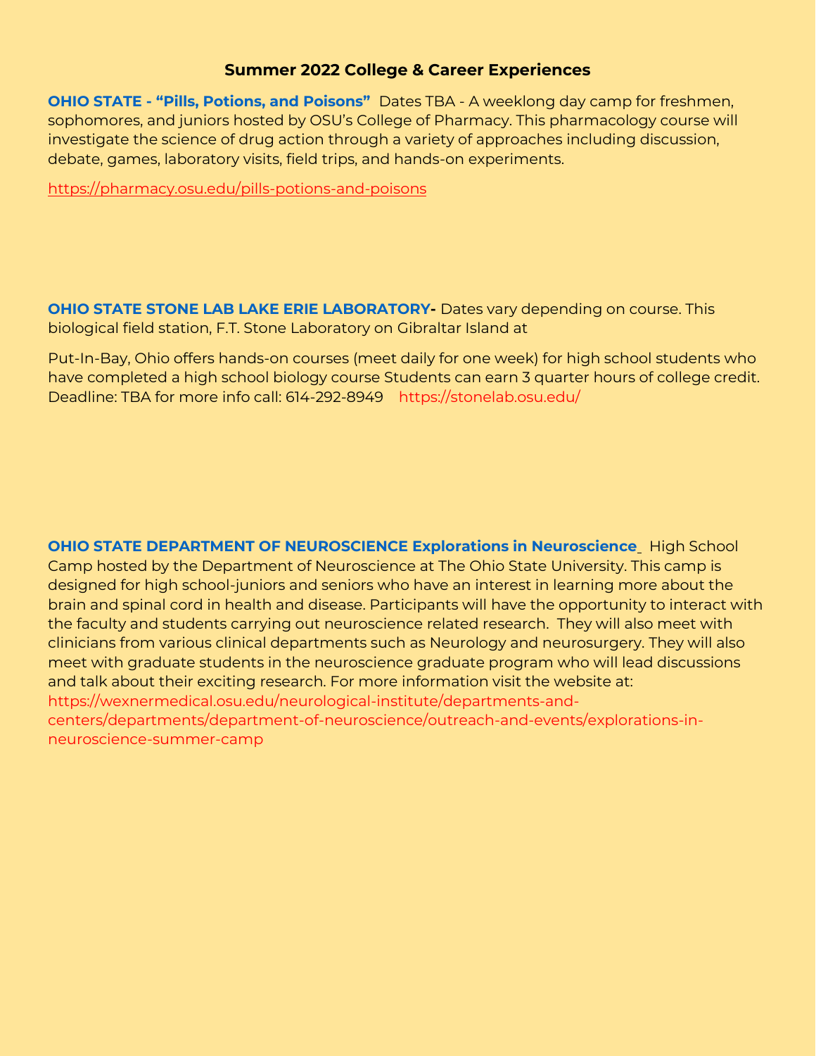## Summer 2022 College & Career Experiences

**OHIO STATE - "Pills, Potions, and Poisons"** Dates TBA - A weeklong day camp for freshmen, sophomores, and juniors hosted by OSU's College of Pharmacy. This pharmacology course will investigate the science of drug action through a variety of approaches including discussion, debate, games, laboratory visits, field trips, and hands-on experiments.

https://pharmacy.osu.edu/pills-potions-and-poisons

**OHIO STATE STONE LAB LAKE ERIE LABORATORY-** Dates vary depending on course. This biological field station, F.T. Stone Laboratory on Gibraltar Island at

Put-In-Bay, Ohio offers hands-on courses (meet daily for one week) for high school students who have completed a high school biology course Students can earn 3 quarter hours of college credit. Deadline: TBA for more info call: 614-292-8949 https://stonelab.osu.edu/

**OHIO STATE DEPARTMENT OF NEUROSCIENCE Explorations in Neuroscience**_ High School Camp hosted by the Department of Neuroscience at The Ohio State University. This camp is designed for high school-juniors and seniors who have an interest in learning more about the brain and spinal cord in health and disease. Participants will have the opportunity to interact with the faculty and students carrying out neuroscience related research. They will also meet with clinicians from various clinical departments such as Neurology and neurosurgery. They will also meet with graduate students in the neuroscience graduate program who will lead discussions and talk about their exciting research. For more information visit the website at: https://wexnermedical.osu.edu/neurological-institute/departments-and-centers/departments/department-of-neuroscience/outreach-and-events/explorations-in-neuroscience-summer-camp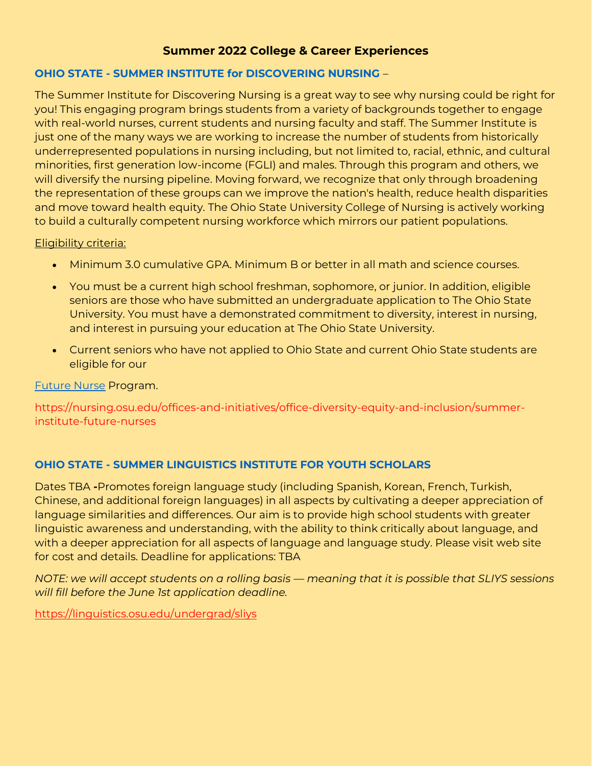## Summer 2022 College & Career Experiences

### OHIO STATE - SUMMER INSTITUTE for DISCOVERING NURSING –

The Summer Institute for Discovering Nursing is a great way to see why nursing could be right for you! This engaging program brings students from a variety of backgrounds together to engage with real-world nurses, current students and nursing faculty and staff. The Summer Institute is just one of the many ways we are working to increase the number of students from historically underrepresented populations in nursing including, but not limited to, racial, ethnic, and cultural minorities, first generation low-income (FGLI) and males. Through this program and others, we will diversify the nursing pipeline. Moving forward, we recognize that only through broadening the representation of these groups can we improve the nation's health, reduce health disparities and move toward health equity. The Ohio State University College of Nursing is actively working to build a culturally competent nursing workforce which mirrors our patient populations.

Eligibility criteria:

- Minimum 3.0 cumulative GPA. Minimum B or better in all math and science courses.
- You must be a current high school freshman, sophomore, or junior. In addition, eligible seniors are those who have submitted an undergraduate application to The Ohio State University. You must have a demonstrated commitment to diversity, interest in nursing, and interest in pursuing your education at The Ohio State University.
- Current seniors who have not applied to Ohio State and current Ohio State students are eligible for our

Future Nurse Program.

https://nursing.osu.edu/offices-and-initiatives/office-diversity-equity-and-inclusion/summer-institute-future-nurses

### OHIO STATE - SUMMER LINGUISTICS INSTITUTE FOR YOUTH SCHOLARS

Dates TBA **-**Promotes foreign language study (including Spanish, Korean, French, Turkish, Chinese, and additional foreign languages) in all aspects by cultivating a deeper appreciation of language similarities and differences. Our aim is to provide high school students with greater linguistic awareness and understanding, with the ability to think critically about language, and with a deeper appreciation for all aspects of language and language study. Please visit web site for cost and details. Deadline for applications: TBA

*NOTE: we will accept students on a rolling basis — meaning that it is possible that SLIYS sessions will fill before the June 1st application deadline.*

https://linguistics.osu.edu/undergrad/sliys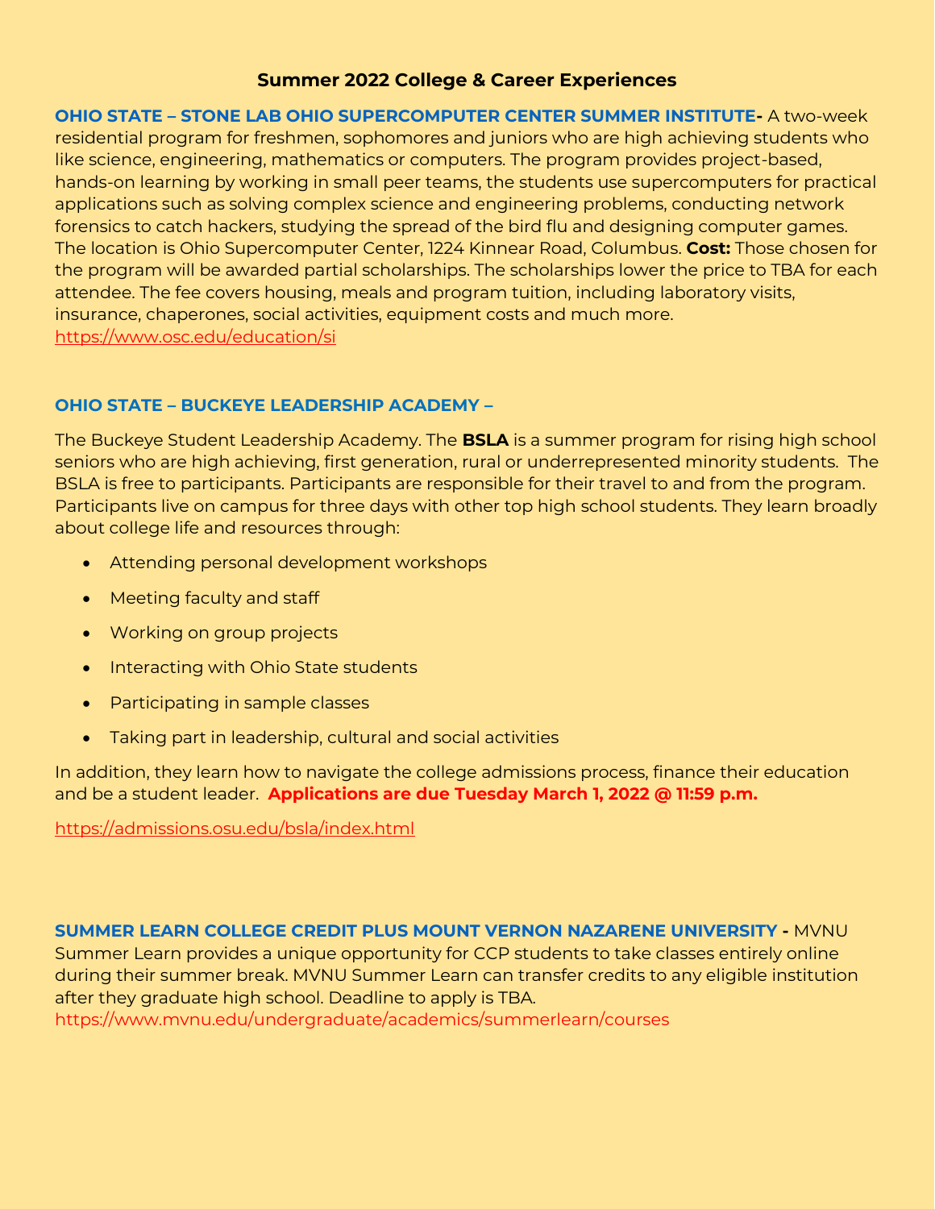## Summer 2022 College & Career Experiences

**OHIO STATE – STONE LAB OHIO SUPERCOMPUTER CENTER SUMMER INSTITUTE-** A two-week residential program for freshmen, sophomores and juniors who are high achieving students who like science, engineering, mathematics or computers. The program provides project-based, hands-on learning by working in small peer teams, the students use supercomputers for practical applications such as solving complex science and engineering problems, conducting network forensics to catch hackers, studying the spread of the bird flu and designing computer games. The location is Ohio Supercomputer Center, 1224 Kinnear Road, Columbus. **Cost:** Those chosen for the program will be awarded partial scholarships. The scholarships lower the price to TBA for each attendee. The fee covers housing, meals and program tuition, including laboratory visits, insurance, chaperones, social activities, equipment costs and much more.
https://www.osc.edu/education/si

**OHIO STATE – BUCKEYE LEADERSHIP ACADEMY –**

The Buckeye Student Leadership Academy. The **BSLA** is a summer program for rising high school seniors who are high achieving, first generation, rural or underrepresented minority students. The BSLA is free to participants. Participants are responsible for their travel to and from the program. Participants live on campus for three days with other top high school students. They learn broadly about college life and resources through:

- Attending personal development workshops
- Meeting faculty and staff
- Working on group projects
- Interacting with Ohio State students
- Participating in sample classes
- Taking part in leadership, cultural and social activities

In addition, they learn how to navigate the college admissions process, finance their education and be a student leader. **Applications are due Tuesday March 1, 2022 @ 11:59 p.m.**

https://admissions.osu.edu/bsla/index.html

**SUMMER LEARN COLLEGE CREDIT PLUS MOUNT VERNON NAZARENE UNIVERSITY -** MVNU Summer Learn provides a unique opportunity for CCP students to take classes entirely online during their summer break. MVNU Summer Learn can transfer credits to any eligible institution after they graduate high school. Deadline to apply is TBA.
https://www.mvnu.edu/undergraduate/academics/summerlearn/courses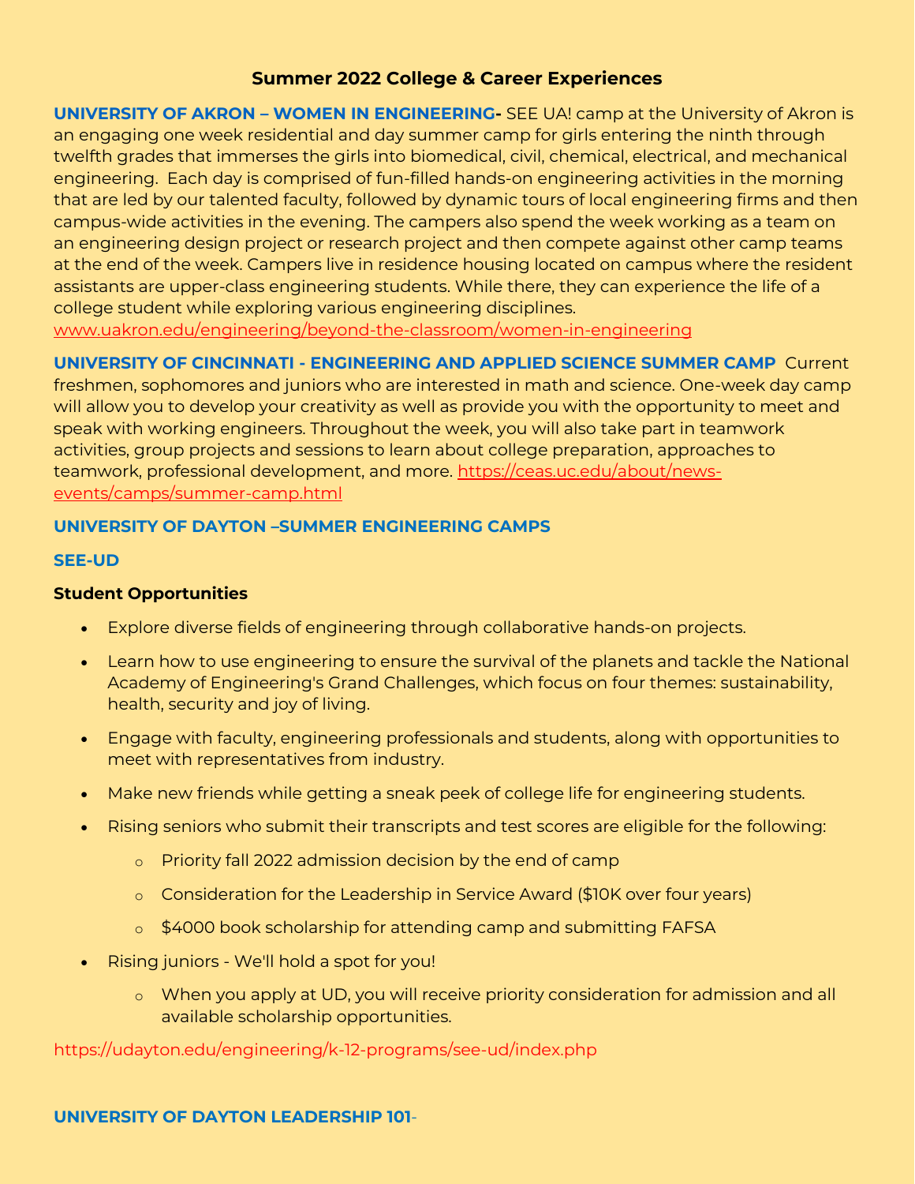## Summer 2022 College & Career Experiences

**UNIVERSITY OF AKRON – WOMEN IN ENGINEERING-** SEE UA! camp at the University of Akron is an engaging one week residential and day summer camp for girls entering the ninth through twelfth grades that immerses the girls into biomedical, civil, chemical, electrical, and mechanical engineering. Each day is comprised of fun-filled hands-on engineering activities in the morning that are led by our talented faculty, followed by dynamic tours of local engineering firms and then campus-wide activities in the evening. The campers also spend the week working as a team on an engineering design project or research project and then compete against other camp teams at the end of the week. Campers live in residence housing located on campus where the resident assistants are upper-class engineering students. While there, they can experience the life of a college student while exploring various engineering disciplines. www.uakron.edu/engineering/beyond-the-classroom/women-in-engineering

**UNIVERSITY OF CINCINNATI - ENGINEERING AND APPLIED SCIENCE SUMMER CAMP** Current freshmen, sophomores and juniors who are interested in math and science. One-week day camp will allow you to develop your creativity as well as provide you with the opportunity to meet and speak with working engineers. Throughout the week, you will also take part in teamwork activities, group projects and sessions to learn about college preparation, approaches to teamwork, professional development, and more. https://ceas.uc.edu/about/news-events/camps/summer-camp.html

**UNIVERSITY OF DAYTON –SUMMER ENGINEERING CAMPS**

**SEE-UD**

**Student Opportunities**

- Explore diverse fields of engineering through collaborative hands-on projects.
- Learn how to use engineering to ensure the survival of the planets and tackle the National Academy of Engineering's Grand Challenges, which focus on four themes: sustainability, health, security and joy of living.
- Engage with faculty, engineering professionals and students, along with opportunities to meet with representatives from industry.
- Make new friends while getting a sneak peek of college life for engineering students.
- Rising seniors who submit their transcripts and test scores are eligible for the following:
  - Priority fall 2022 admission decision by the end of camp
  - Consideration for the Leadership in Service Award ($10K over four years)
  - $4000 book scholarship for attending camp and submitting FAFSA
- Rising juniors - We'll hold a spot for you!
  - When you apply at UD, you will receive priority consideration for admission and all available scholarship opportunities.

https://udayton.edu/engineering/k-12-programs/see-ud/index.php

**UNIVERSITY OF DAYTON LEADERSHIP 101-**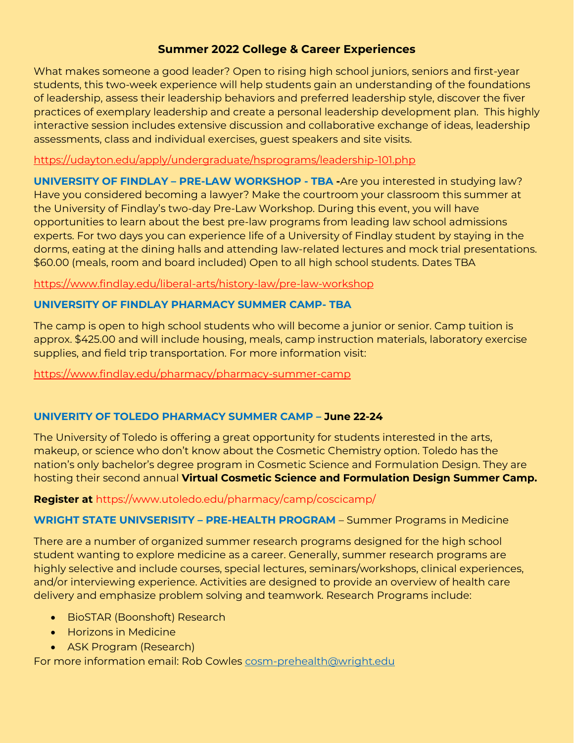## Summer 2022 College & Career Experiences

What makes someone a good leader? Open to rising high school juniors, seniors and first-year students, this two-week experience will help students gain an understanding of the foundations of leadership, assess their leadership behaviors and preferred leadership style, discover the fiver practices of exemplary leadership and create a personal leadership development plan. This highly interactive session includes extensive discussion and collaborative exchange of ideas, leadership assessments, class and individual exercises, guest speakers and site visits.

https://udayton.edu/apply/undergraduate/hsprograms/leadership-101.php

**UNIVERSITY OF FINDLAY – PRE-LAW WORKSHOP - TBA -**Are you interested in studying law? Have you considered becoming a lawyer? Make the courtroom your classroom this summer at the University of Findlay's two-day Pre-Law Workshop. During this event, you will have opportunities to learn about the best pre-law programs from leading law school admissions experts. For two days you can experience life of a University of Findlay student by staying in the dorms, eating at the dining halls and attending law-related lectures and mock trial presentations. $60.00 (meals, room and board included) Open to all high school students. Dates TBA

https://www.findlay.edu/liberal-arts/history-law/pre-law-workshop

**UNIVERSITY OF FINDLAY PHARMACY SUMMER CAMP- TBA**

The camp is open to high school students who will become a junior or senior. Camp tuition is approx. $425.00 and will include housing, meals, camp instruction materials, laboratory exercise supplies, and field trip transportation. For more information visit:

https://www.findlay.edu/pharmacy/pharmacy-summer-camp

**UNIVERITY OF TOLEDO PHARMACY SUMMER CAMP – June 22-24**

The University of Toledo is offering a great opportunity for students interested in the arts, makeup, or science who don't know about the Cosmetic Chemistry option. Toledo has the nation's only bachelor's degree program in Cosmetic Science and Formulation Design. They are hosting their second annual **Virtual Cosmetic Science and Formulation Design Summer Camp.**

**Register at** https://www.utoledo.edu/pharmacy/camp/coscicamp/

**WRIGHT STATE UNIVSERISITY – PRE-HEALTH PROGRAM** – Summer Programs in Medicine

There are a number of organized summer research programs designed for the high school student wanting to explore medicine as a career. Generally, summer research programs are highly selective and include courses, special lectures, seminars/workshops, clinical experiences, and/or interviewing experience. Activities are designed to provide an overview of health care delivery and emphasize problem solving and teamwork. Research Programs include:

- BioSTAR (Boonshoft) Research
- Horizons in Medicine
- ASK Program (Research)

For more information email: Rob Cowles cosm-prehealth@wright.edu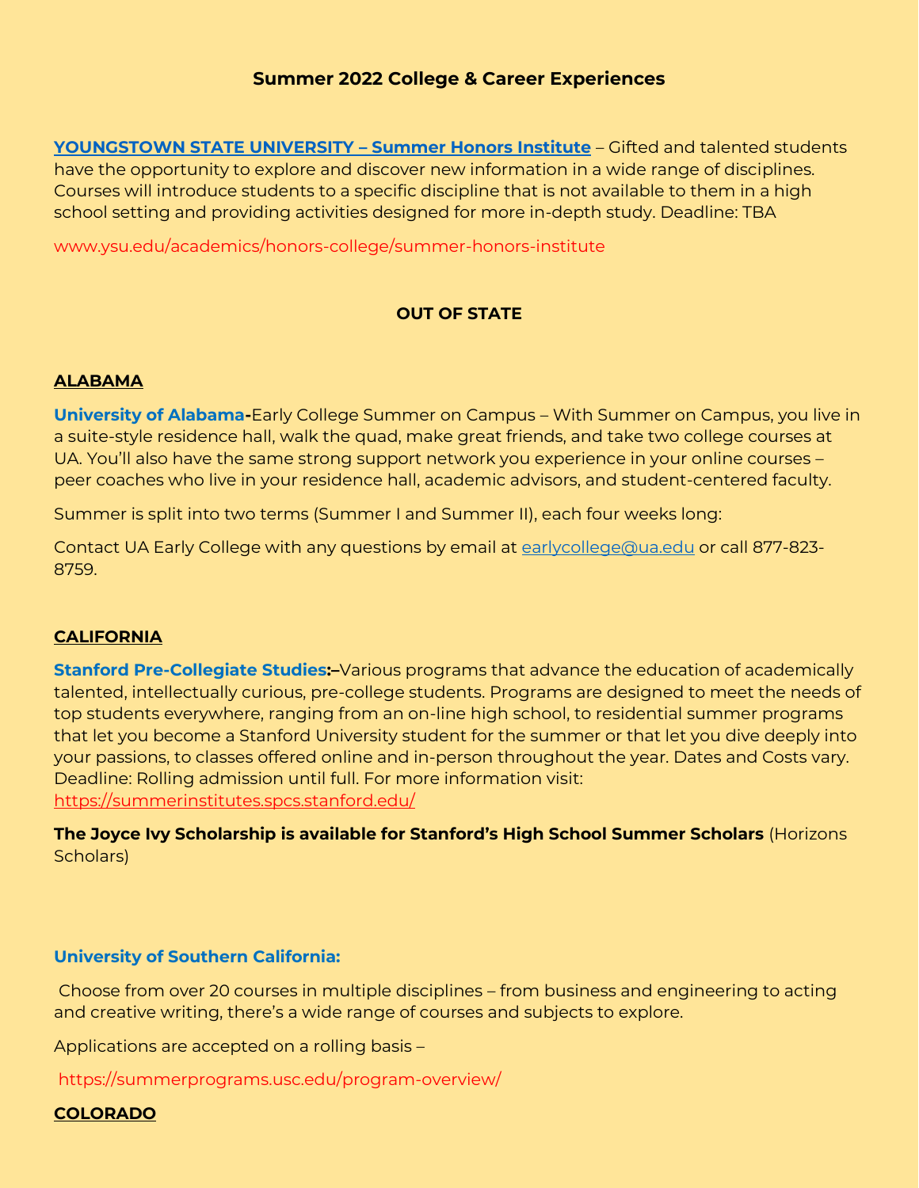## Summer 2022 College & Career Experiences

**[YOUNGSTOWN STATE UNIVERSITY – Summer Honors Institute](www.ysu.edu/academics/honors-college/summer-honors-institute)** – Gifted and talented students have the opportunity to explore and discover new information in a wide range of disciplines. Courses will introduce students to a specific discipline that is not available to them in a high school setting and providing activities designed for more in-depth study. Deadline: TBA

www.ysu.edu/academics/honors-college/summer-honors-institute

## OUT OF STATE

### ALABAMA

**University of Alabama-**Early College Summer on Campus – With Summer on Campus, you live in a suite-style residence hall, walk the quad, make great friends, and take two college courses at UA. You'll also have the same strong support network you experience in your online courses – peer coaches who live in your residence hall, academic advisors, and student-centered faculty.

Summer is split into two terms (Summer I and Summer II), each four weeks long:

Contact UA Early College with any questions by email at earlycollege@ua.edu or call 877-823-8759.

### CALIFORNIA

**Stanford Pre-Collegiate Studies:**–Various programs that advance the education of academically talented, intellectually curious, pre-college students. Programs are designed to meet the needs of top students everywhere, ranging from an on-line high school, to residential summer programs that let you become a Stanford University student for the summer or that let you dive deeply into your passions, to classes offered online and in-person throughout the year. Dates and Costs vary. Deadline: Rolling admission until full. For more information visit: https://summerinstitutes.spcs.stanford.edu/

**The Joyce Ivy Scholarship is available for Stanford's High School Summer Scholars** (Horizons Scholars)

**University of Southern California:**

Choose from over 20 courses in multiple disciplines – from business and engineering to acting and creative writing, there's a wide range of courses and subjects to explore.

Applications are accepted on a rolling basis –

https://summerprograms.usc.edu/program-overview/

### COLORADO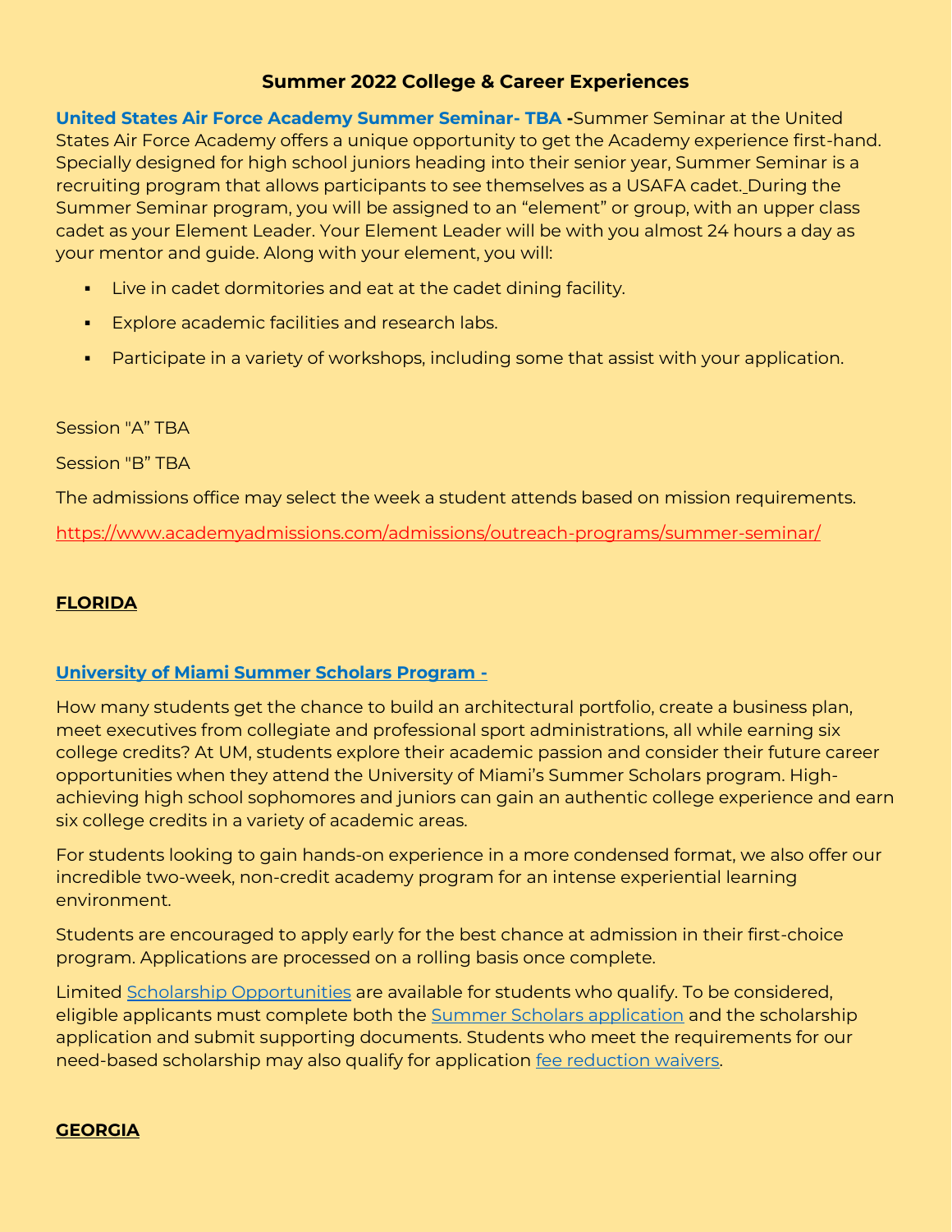# Summer 2022 College & Career Experiences

**United States Air Force Academy Summer Seminar- TBA -**Summer Seminar at the United States Air Force Academy offers a unique opportunity to get the Academy experience first-hand. Specially designed for high school juniors heading into their senior year, Summer Seminar is a recruiting program that allows participants to see themselves as a USAFA cadet. During the Summer Seminar program, you will be assigned to an "element" or group, with an upper class cadet as your Element Leader. Your Element Leader will be with you almost 24 hours a day as your mentor and guide. Along with your element, you will:

- Live in cadet dormitories and eat at the cadet dining facility.
- Explore academic facilities and research labs.
- Participate in a variety of workshops, including some that assist with your application.

Session "A" TBA

Session "B" TBA

The admissions office may select the week a student attends based on mission requirements.

https://www.academyadmissions.com/admissions/outreach-programs/summer-seminar/

## FLORIDA

**University of Miami Summer Scholars Program -**

How many students get the chance to build an architectural portfolio, create a business plan, meet executives from collegiate and professional sport administrations, all while earning six college credits? At UM, students explore their academic passion and consider their future career opportunities when they attend the University of Miami's Summer Scholars program. High-achieving high school sophomores and juniors can gain an authentic college experience and earn six college credits in a variety of academic areas.

For students looking to gain hands-on experience in a more condensed format, we also offer our incredible two-week, non-credit academy program for an intense experiential learning environment.

Students are encouraged to apply early for the best chance at admission in their first-choice program. Applications are processed on a rolling basis once complete.

Limited Scholarship Opportunities are available for students who qualify. To be considered, eligible applicants must complete both the Summer Scholars application and the scholarship application and submit supporting documents. Students who meet the requirements for our need-based scholarship may also qualify for application fee reduction waivers.

## GEORGIA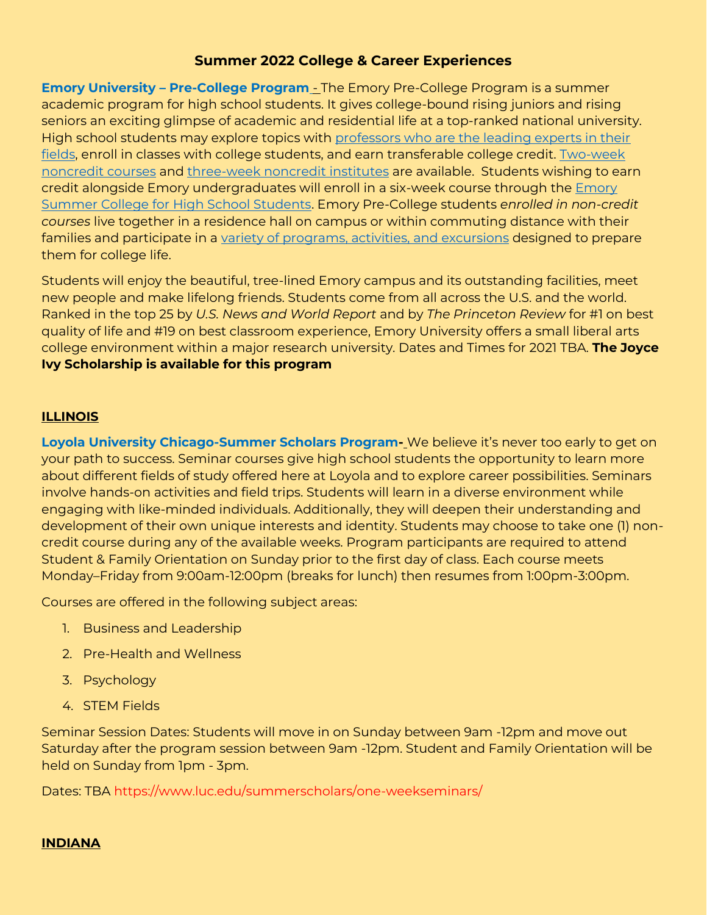## Summer 2022 College & Career Experiences

**Emory University – Pre-College Program** - The Emory Pre-College Program is a summer academic program for high school students. It gives college-bound rising juniors and rising seniors an exciting glimpse of academic and residential life at a top-ranked national university. High school students may explore topics with professors who are the leading experts in their fields, enroll in classes with college students, and earn transferable college credit. Two-week noncredit courses and three-week noncredit institutes are available. Students wishing to earn credit alongside Emory undergraduates will enroll in a six-week course through the Emory Summer College for High School Students. Emory Pre-College students *enrolled in non-credit courses* live together in a residence hall on campus or within commuting distance with their families and participate in a variety of programs, activities, and excursions designed to prepare them for college life.

Students will enjoy the beautiful, tree-lined Emory campus and its outstanding facilities, meet new people and make lifelong friends. Students come from all across the U.S. and the world. Ranked in the top 25 by *U.S. News and World Report* and by *The Princeton Review* for #1 on best quality of life and #19 on best classroom experience, Emory University offers a small liberal arts college environment within a major research university. Dates and Times for 2021 TBA. **The Joyce Ivy Scholarship is available for this program**

### ILLINOIS

**Loyola University Chicago-Summer Scholars Program-** We believe it's never too early to get on your path to success. Seminar courses give high school students the opportunity to learn more about different fields of study offered here at Loyola and to explore career possibilities. Seminars involve hands-on activities and field trips. Students will learn in a diverse environment while engaging with like-minded individuals. Additionally, they will deepen their understanding and development of their own unique interests and identity. Students may choose to take one (1) non-credit course during any of the available weeks. Program participants are required to attend Student & Family Orientation on Sunday prior to the first day of class. Each course meets Monday–Friday from 9:00am-12:00pm (breaks for lunch) then resumes from 1:00pm-3:00pm.

Courses are offered in the following subject areas:

1. Business and Leadership
2. Pre-Health and Wellness
3. Psychology
4. STEM Fields

Seminar Session Dates: Students will move in on Sunday between 9am -12pm and move out Saturday after the program session between 9am -12pm. Student and Family Orientation will be held on Sunday from 1pm - 3pm.

Dates: TBA https://www.luc.edu/summerscholars/one-weekseminars/

### INDIANA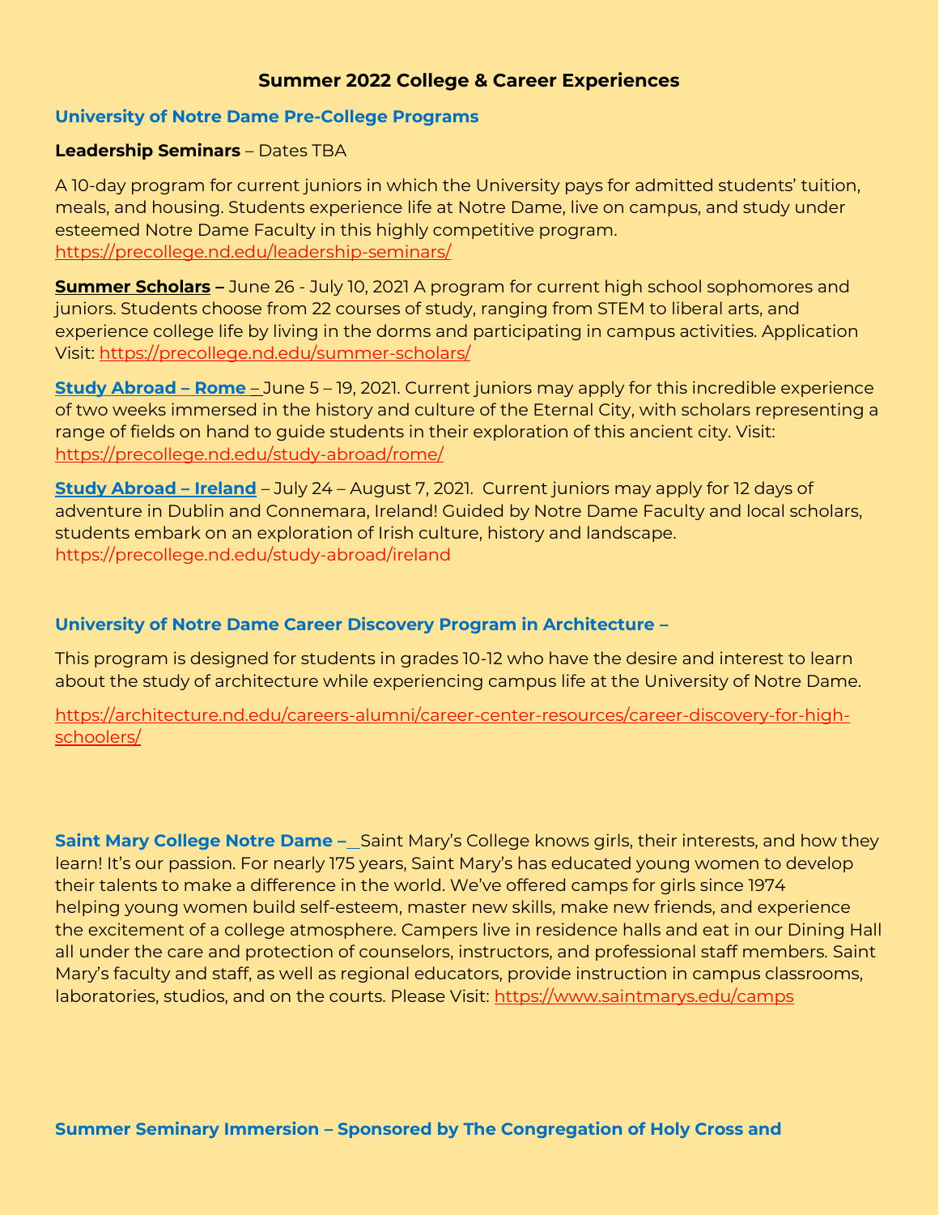## Summer 2022 College & Career Experiences

### University of Notre Dame Pre-College Programs

**Leadership Seminars** – Dates TBA

A 10-day program for current juniors in which the University pays for admitted students' tuition, meals, and housing. Students experience life at Notre Dame, live on campus, and study under esteemed Notre Dame Faculty in this highly competitive program. https://precollege.nd.edu/leadership-seminars/

**Summer Scholars –** June 26 - July 10, 2021 A program for current high school sophomores and juniors. Students choose from 22 courses of study, ranging from STEM to liberal arts, and experience college life by living in the dorms and participating in campus activities. Application Visit: https://precollege.nd.edu/summer-scholars/

**Study Abroad – Rome –** June 5 – 19, 2021. Current juniors may apply for this incredible experience of two weeks immersed in the history and culture of the Eternal City, with scholars representing a range of fields on hand to guide students in their exploration of this ancient city. Visit: https://precollege.nd.edu/study-abroad/rome/

**Study Abroad – Ireland** – July 24 – August 7, 2021. Current juniors may apply for 12 days of adventure in Dublin and Connemara, Ireland! Guided by Notre Dame Faculty and local scholars, students embark on an exploration of Irish culture, history and landscape. https://precollege.nd.edu/study-abroad/ireland

### University of Notre Dame Career Discovery Program in Architecture –

This program is designed for students in grades 10-12 who have the desire and interest to learn about the study of architecture while experiencing campus life at the University of Notre Dame.

https://architecture.nd.edu/careers-alumni/career-center-resources/career-discovery-for-high-schoolers/

**Saint Mary College Notre Dame –** Saint Mary's College knows girls, their interests, and how they learn! It's our passion. For nearly 175 years, Saint Mary's has educated young women to develop their talents to make a difference in the world. We've offered camps for girls since 1974 helping young women build self-esteem, master new skills, make new friends, and experience the excitement of a college atmosphere. Campers live in residence halls and eat in our Dining Hall all under the care and protection of counselors, instructors, and professional staff members. Saint Mary's faculty and staff, as well as regional educators, provide instruction in campus classrooms, laboratories, studios, and on the courts. Please Visit: https://www.saintmarys.edu/camps

### Summer Seminary Immersion – Sponsored by The Congregation of Holy Cross and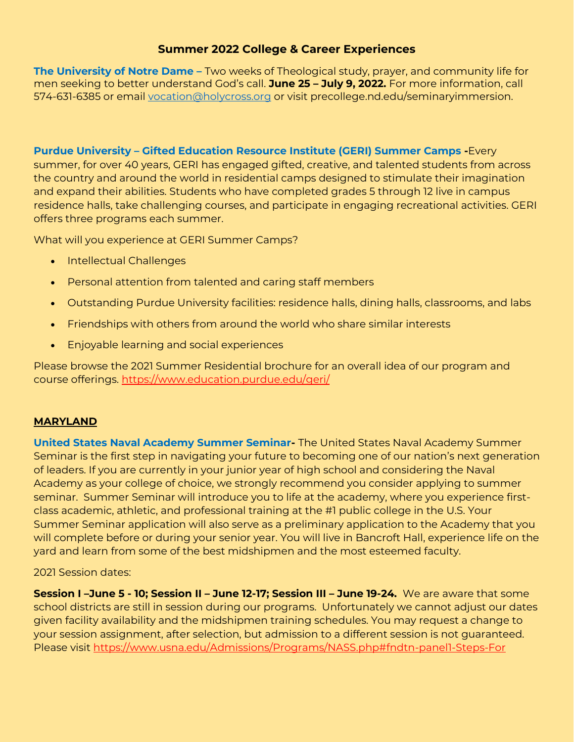## Summer 2022 College & Career Experiences

**The University of Notre Dame –** Two weeks of Theological study, prayer, and community life for men seeking to better understand God's call. **June 25 – July 9, 2022.** For more information, call 574-631-6385 or email vocation@holycross.org or visit precollege.nd.edu/seminaryimmersion.

**Purdue University – Gifted Education Resource Institute (GERI) Summer Camps -**Every summer, for over 40 years, GERI has engaged gifted, creative, and talented students from across the country and around the world in residential camps designed to stimulate their imagination and expand their abilities. Students who have completed grades 5 through 12 live in campus residence halls, take challenging courses, and participate in engaging recreational activities. GERI offers three programs each summer.

What will you experience at GERI Summer Camps?

- Intellectual Challenges
- Personal attention from talented and caring staff members
- Outstanding Purdue University facilities: residence halls, dining halls, classrooms, and labs
- Friendships with others from around the world who share similar interests
- Enjoyable learning and social experiences

Please browse the 2021 Summer Residential brochure for an overall idea of our program and course offerings. https://www.education.purdue.edu/geri/

### MARYLAND

**United States Naval Academy Summer Seminar-** The United States Naval Academy Summer Seminar is the first step in navigating your future to becoming one of our nation's next generation of leaders. If you are currently in your junior year of high school and considering the Naval Academy as your college of choice, we strongly recommend you consider applying to summer seminar. Summer Seminar will introduce you to life at the academy, where you experience first-class academic, athletic, and professional training at the #1 public college in the U.S. Your Summer Seminar application will also serve as a preliminary application to the Academy that you will complete before or during your senior year. You will live in Bancroft Hall, experience life on the yard and learn from some of the best midshipmen and the most esteemed faculty.

2021 Session dates:

**Session I –June 5 - 10; Session II – June 12-17; Session III – June 19-24.** We are aware that some school districts are still in session during our programs. Unfortunately we cannot adjust our dates given facility availability and the midshipmen training schedules. You may request a change to your session assignment, after selection, but admission to a different session is not guaranteed. Please visit https://www.usna.edu/Admissions/Programs/NASS.php#fndtn-panel1-Steps-For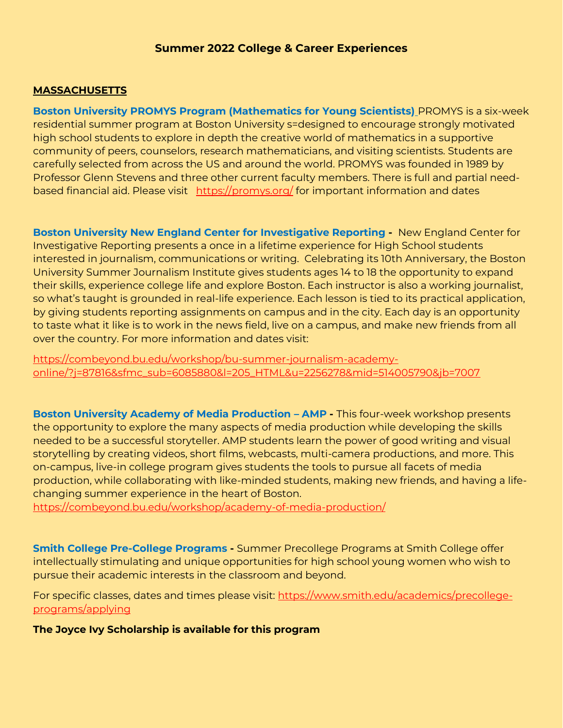## Summer 2022 College & Career Experiences

### MASSACHUSETTS

**Boston University PROMYS Program (Mathematics for Young Scientists)** PROMYS is a six-week residential summer program at Boston University s=designed to encourage strongly motivated high school students to explore in depth the creative world of mathematics in a supportive community of peers, counselors, research mathematicians, and visiting scientists. Students are carefully selected from across the US and around the world. PROMYS was founded in 1989 by Professor Glenn Stevens and three other current faculty members. There is full and partial need-based financial aid. Please visit https://promys.org/ for important information and dates

**Boston University New England Center for Investigative Reporting -** New England Center for Investigative Reporting presents a once in a lifetime experience for High School students interested in journalism, communications or writing. Celebrating its 10th Anniversary, the Boston University Summer Journalism Institute gives students ages 14 to 18 the opportunity to expand their skills, experience college life and explore Boston. Each instructor is also a working journalist, so what's taught is grounded in real-life experience. Each lesson is tied to its practical application, by giving students reporting assignments on campus and in the city. Each day is an opportunity to taste what it like is to work in the news field, live on a campus, and make new friends from all over the country. For more information and dates visit:

https://combeyond.bu.edu/workshop/bu-summer-journalism-academy-online/?j=87816&sfmc_sub=6085880&l=205_HTML&u=2256278&mid=514005790&jb=7007

**Boston University Academy of Media Production – AMP -** This four-week workshop presents the opportunity to explore the many aspects of media production while developing the skills needed to be a successful storyteller. AMP students learn the power of good writing and visual storytelling by creating videos, short films, webcasts, multi-camera productions, and more. This on-campus, live-in college program gives students the tools to pursue all facets of media production, while collaborating with like-minded students, making new friends, and having a life-changing summer experience in the heart of Boston. https://combeyond.bu.edu/workshop/academy-of-media-production/

**Smith College Pre-College Programs -** Summer Precollege Programs at Smith College offer intellectually stimulating and unique opportunities for high school young women who wish to pursue their academic interests in the classroom and beyond.

For specific classes, dates and times please visit: https://www.smith.edu/academics/precollege-programs/applying

**The Joyce Ivy Scholarship is available for this program**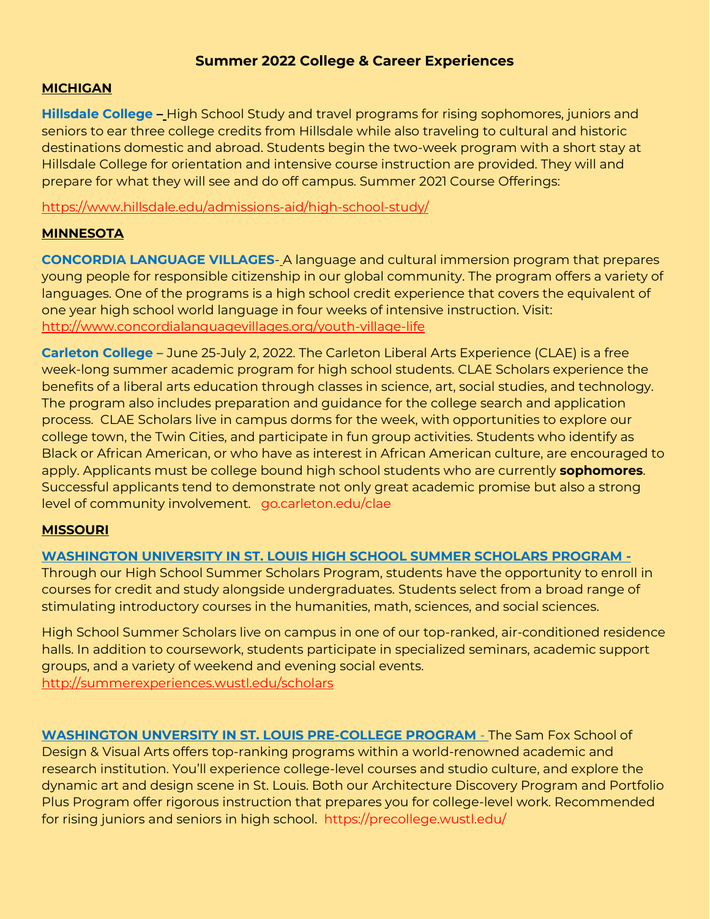# Summary 2022 College & Career Experiences

## MICHIGAN

**Hillsdale College –** High School Study and travel programs for rising sophomores, juniors and seniors to ear three college credits from Hillsdale while also traveling to cultural and historic destinations domestic and abroad. Students begin the two-week program with a short stay at Hillsdale College for orientation and intensive course instruction are provided. They will and prepare for what they will see and do off campus. Summer 2021 Course Offerings:

https://www.hillsdale.edu/admissions-aid/high-school-study/

## MINNESOTA

**CONCORDIA LANGUAGE VILLAGES-** A language and cultural immersion program that prepares young people for responsible citizenship in our global community. The program offers a variety of languages. One of the programs is a high school credit experience that covers the equivalent of one year high school world language in four weeks of intensive instruction. Visit: http://www.concordialanguagevillages.org/youth-village-life

**Carleton College –** June 25-July 2, 2022. The Carleton Liberal Arts Experience (CLAE) is a free week-long summer academic program for high school students. CLAE Scholars experience the benefits of a liberal arts education through classes in science, art, social studies, and technology. The program also includes preparation and guidance for the college search and application process. CLAE Scholars live in campus dorms for the week, with opportunities to explore our college town, the Twin Cities, and participate in fun group activities. Students who identify as Black or African American, or who have as interest in African American culture, are encouraged to apply. Applicants must be college bound high school students who are currently **sophomores**. Successful applicants tend to demonstrate not only great academic promise but also a strong level of community involvement. go.carleton.edu/clae

## MISSOURI

**WASHINGTON UNIVERSITY IN ST. LOUIS HIGH SCHOOL SUMMER SCHOLARS PROGRAM -** Through our High School Summer Scholars Program, students have the opportunity to enroll in courses for credit and study alongside undergraduates. Students select from a broad range of stimulating introductory courses in the humanities, math, sciences, and social sciences.

High School Summer Scholars live on campus in one of our top-ranked, air-conditioned residence halls. In addition to coursework, students participate in specialized seminars, academic support groups, and a variety of weekend and evening social events. http://summerexperiences.wustl.edu/scholars

**WASHINGTON UNVERSITY IN ST. LOUIS PRE-COLLEGE PROGRAM -** The Sam Fox School of Design & Visual Arts offers top-ranking programs within a world-renowned academic and research institution. You'll experience college-level courses and studio culture, and explore the dynamic art and design scene in St. Louis. Both our Architecture Discovery Program and Portfolio Plus Program offer rigorous instruction that prepares you for college-level work. Recommended for rising juniors and seniors in high school. https://precollege.wustl.edu/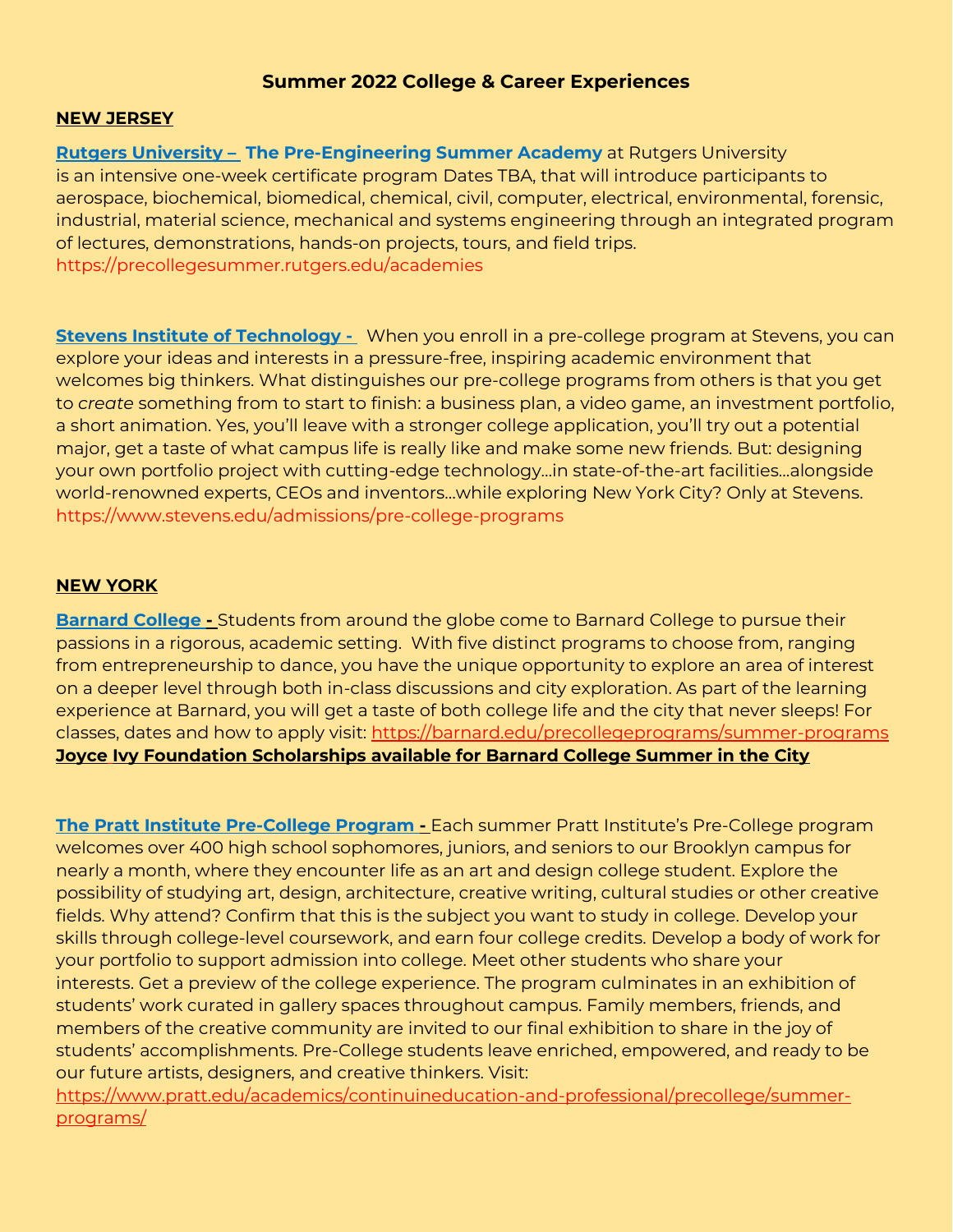# Summer 2022 College & Career Experiences

## NEW JERSEY

**Rutgers University – The Pre-Engineering Summer Academy** at Rutgers University is an intensive one-week certificate program Dates TBA, that will introduce participants to aerospace, biochemical, biomedical, chemical, civil, computer, electrical, environmental, forensic, industrial, material science, mechanical and systems engineering through an integrated program of lectures, demonstrations, hands-on projects, tours, and field trips.
https://precollegesummer.rutgers.edu/academies

**Stevens Institute of Technology -** When you enroll in a pre-college program at Stevens, you can explore your ideas and interests in a pressure-free, inspiring academic environment that welcomes big thinkers. What distinguishes our pre-college programs from others is that you get to *create* something from to start to finish: a business plan, a video game, an investment portfolio, a short animation. Yes, you'll leave with a stronger college application, you'll try out a potential major, get a taste of what campus life is really like and make some new friends. But: designing your own portfolio project with cutting-edge technology…in state-of-the-art facilities…alongside world-renowned experts, CEOs and inventors…while exploring New York City? Only at Stevens.
https://www.stevens.edu/admissions/pre-college-programs

## NEW YORK

**Barnard College -** Students from around the globe come to Barnard College to pursue their passions in a rigorous, academic setting. With five distinct programs to choose from, ranging from entrepreneurship to dance, you have the unique opportunity to explore an area of interest on a deeper level through both in-class discussions and city exploration. As part of the learning experience at Barnard, you will get a taste of both college life and the city that never sleeps! For classes, dates and how to apply visit: https://barnard.edu/precollegeprograms/summer-programs
**Joyce Ivy Foundation Scholarships available for Barnard College Summer in the City**

**The Pratt Institute Pre-College Program -** Each summer Pratt Institute's Pre-College program welcomes over 400 high school sophomores, juniors, and seniors to our Brooklyn campus for nearly a month, where they encounter life as an art and design college student. Explore the possibility of studying art, design, architecture, creative writing, cultural studies or other creative fields. Why attend? Confirm that this is the subject you want to study in college. Develop your skills through college-level coursework, and earn four college credits. Develop a body of work for your portfolio to support admission into college. Meet other students who share your interests. Get a preview of the college experience. The program culminates in an exhibition of students' work curated in gallery spaces throughout campus. Family members, friends, and members of the creative community are invited to our final exhibition to share in the joy of students' accomplishments. Pre-College students leave enriched, empowered, and ready to be our future artists, designers, and creative thinkers. Visit:
https://www.pratt.edu/academics/continuineducation-and-professional/precollege/summer-programs/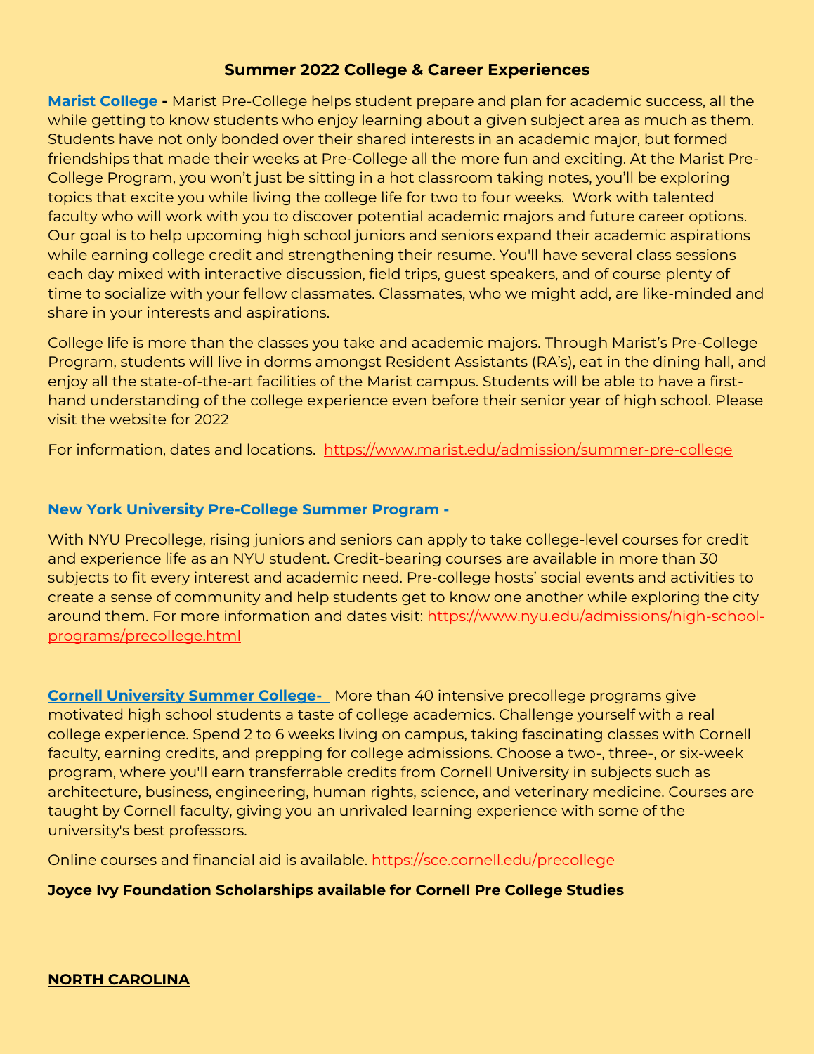## Summary 2022 College & Career Experiences

**Marist College -** Marist Pre-College helps student prepare and plan for academic success, all the while getting to know students who enjoy learning about a given subject area as much as them. Students have not only bonded over their shared interests in an academic major, but formed friendships that made their weeks at Pre-College all the more fun and exciting. At the Marist Pre-College Program, you won't just be sitting in a hot classroom taking notes, you'll be exploring topics that excite you while living the college life for two to four weeks. Work with talented faculty who will work with you to discover potential academic majors and future career options. Our goal is to help upcoming high school juniors and seniors expand their academic aspirations while earning college credit and strengthening their resume. You'll have several class sessions each day mixed with interactive discussion, field trips, guest speakers, and of course plenty of time to socialize with your fellow classmates. Classmates, who we might add, are like-minded and share in your interests and aspirations.

College life is more than the classes you take and academic majors. Through Marist's Pre-College Program, students will live in dorms amongst Resident Assistants (RA's), eat in the dining hall, and enjoy all the state-of-the-art facilities of the Marist campus. Students will be able to have a first-hand understanding of the college experience even before their senior year of high school. Please visit the website for 2022

For information, dates and locations. https://www.marist.edu/admission/summer-pre-college

**New York University Pre-College Summer Program -**

With NYU Precollege, rising juniors and seniors can apply to take college-level courses for credit and experience life as an NYU student. Credit-bearing courses are available in more than 30 subjects to fit every interest and academic need. Pre-college hosts' social events and activities to create a sense of community and help students get to know one another while exploring the city around them. For more information and dates visit: https://www.nyu.edu/admissions/high-school-programs/precollege.html

**Cornell University Summer College-** More than 40 intensive precollege programs give motivated high school students a taste of college academics. Challenge yourself with a real college experience. Spend 2 to 6 weeks living on campus, taking fascinating classes with Cornell faculty, earning credits, and prepping for college admissions. Choose a two-, three-, or six-week program, where you'll earn transferrable credits from Cornell University in subjects such as architecture, business, engineering, human rights, science, and veterinary medicine. Courses are taught by Cornell faculty, giving you an unrivaled learning experience with some of the university's best professors.

Online courses and financial aid is available. https://sce.cornell.edu/precollege

**Joyce Ivy Foundation Scholarships available for Cornell Pre College Studies**

**NORTH CAROLINA**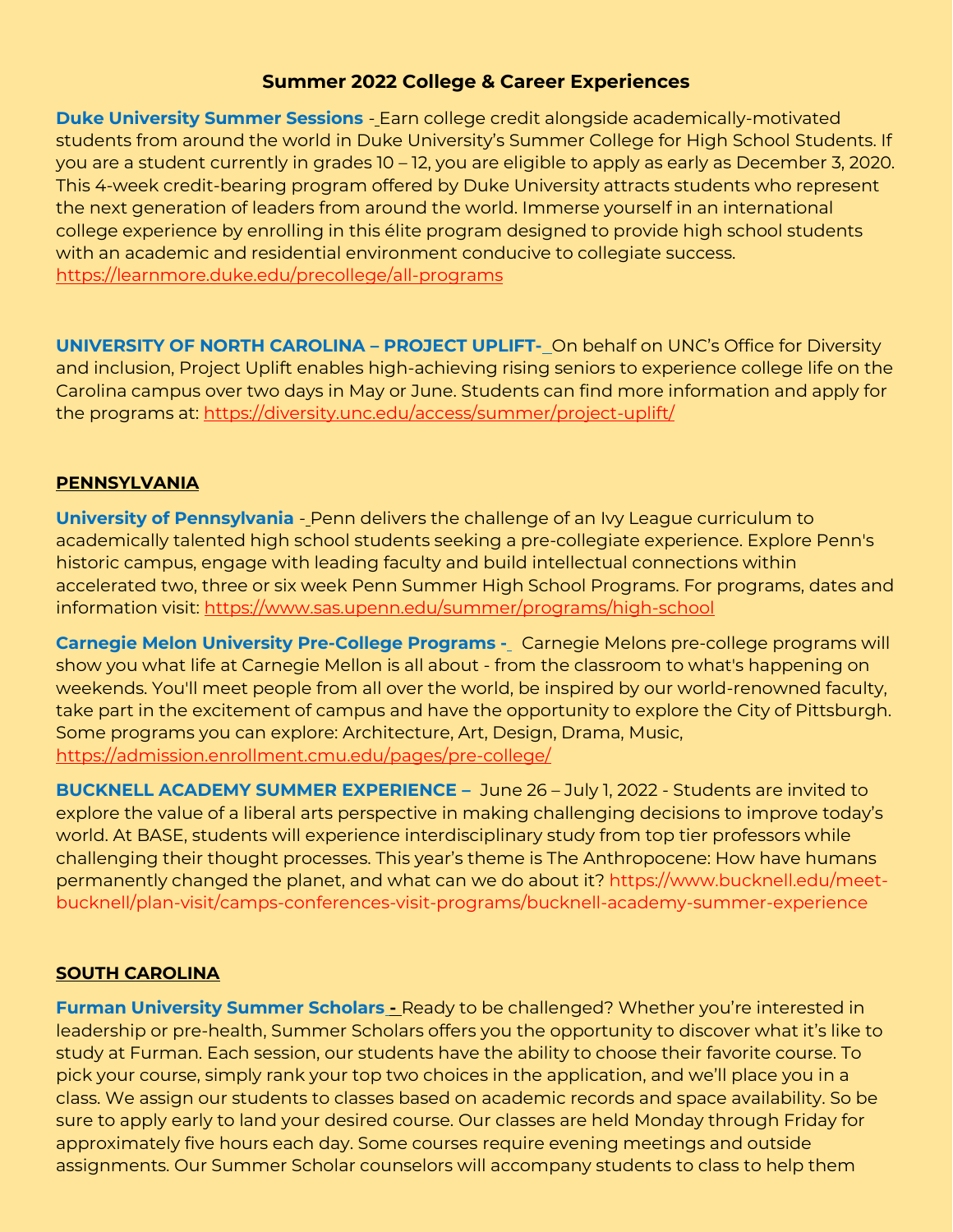# Summer 2022 College & Career Experiences

**Duke University Summer Sessions** - Earn college credit alongside academically-motivated students from around the world in Duke University's Summer College for High School Students. If you are a student currently in grades 10 – 12, you are eligible to apply as early as December 3, 2020. This 4-week credit-bearing program offered by Duke University attracts students who represent the next generation of leaders from around the world. Immerse yourself in an international college experience by enrolling in this élite program designed to provide high school students with an academic and residential environment conducive to collegiate success. https://learnmore.duke.edu/precollege/all-programs

**UNIVERSITY OF NORTH CAROLINA – PROJECT UPLIFT-** On behalf on UNC's Office for Diversity and inclusion, Project Uplift enables high-achieving rising seniors to experience college life on the Carolina campus over two days in May or June. Students can find more information and apply for the programs at: https://diversity.unc.edu/access/summer/project-uplift/

## PENNSYLVANIA

**University of Pennsylvania** - Penn delivers the challenge of an Ivy League curriculum to academically talented high school students seeking a pre-collegiate experience. Explore Penn's historic campus, engage with leading faculty and build intellectual connections within accelerated two, three or six week Penn Summer High School Programs. For programs, dates and information visit: https://www.sas.upenn.edu/summer/programs/high-school

**Carnegie Melon University Pre-College Programs -** Carnegie Melons pre-college programs will show you what life at Carnegie Mellon is all about - from the classroom to what's happening on weekends. You'll meet people from all over the world, be inspired by our world-renowned faculty, take part in the excitement of campus and have the opportunity to explore the City of Pittsburgh. Some programs you can explore: Architecture, Art, Design, Drama, Music, https://admission.enrollment.cmu.edu/pages/pre-college/

**BUCKNELL ACADEMY SUMMER EXPERIENCE –** June 26 – July 1, 2022 - Students are invited to explore the value of a liberal arts perspective in making challenging decisions to improve today's world. At BASE, students will experience interdisciplinary study from top tier professors while challenging their thought processes. This year's theme is The Anthropocene: How have humans permanently changed the planet, and what can we do about it? https://www.bucknell.edu/meet-bucknell/plan-visit/camps-conferences-visit-programs/bucknell-academy-summer-experience

## SOUTH CAROLINA

**Furman University Summer Scholars -** Ready to be challenged? Whether you're interested in leadership or pre-health, Summer Scholars offers you the opportunity to discover what it's like to study at Furman. Each session, our students have the ability to choose their favorite course. To pick your course, simply rank your top two choices in the application, and we'll place you in a class. We assign our students to classes based on academic records and space availability. So be sure to apply early to land your desired course. Our classes are held Monday through Friday for approximately five hours each day. Some courses require evening meetings and outside assignments. Our Summer Scholar counselors will accompany students to class to help them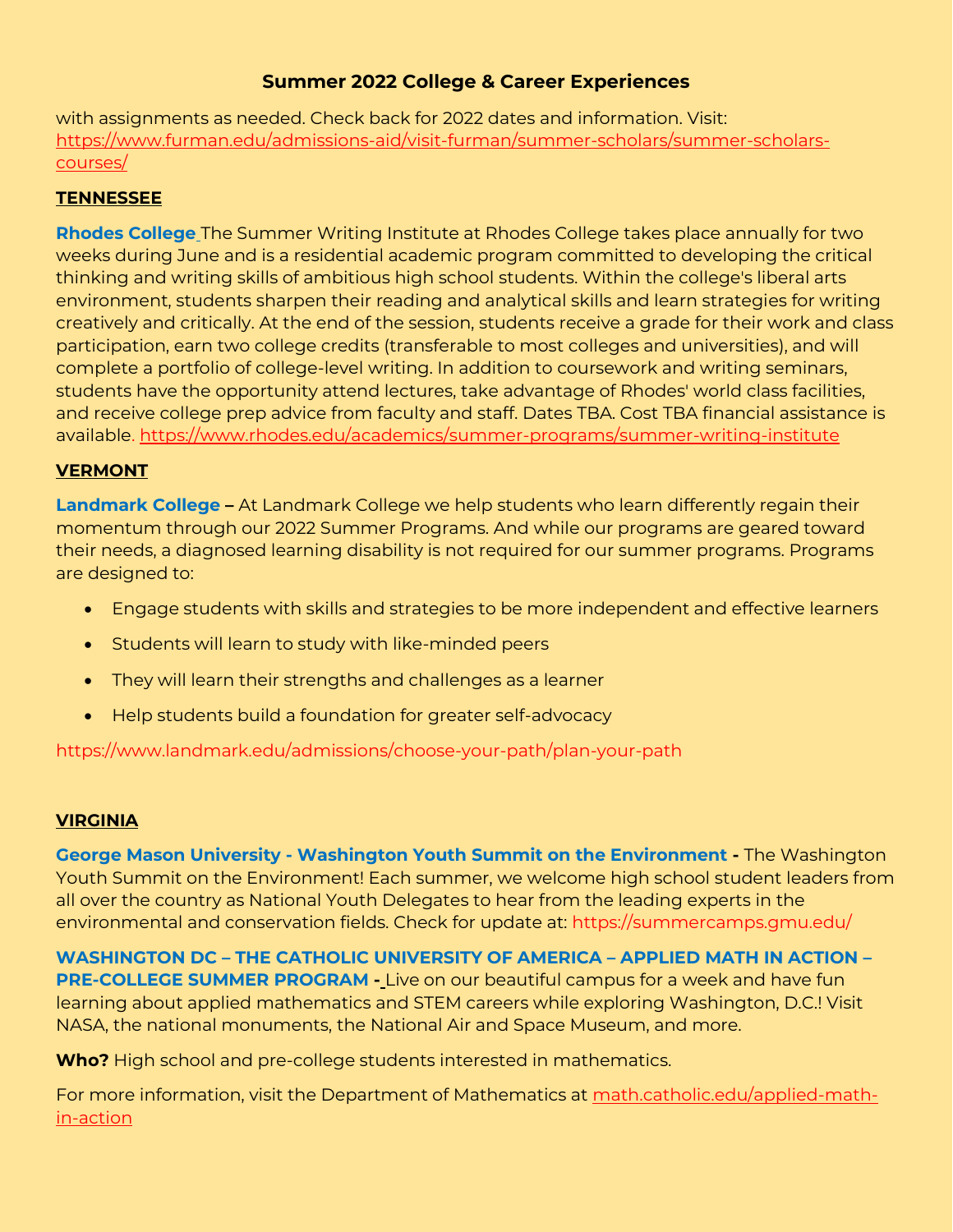with assignments as needed. Check back for 2022 dates and information. Visit: https://www.furman.edu/admissions-aid/visit-furman/summer-scholars/summer-scholars-courses/

**TENNESSEE**

**Rhodes College** The Summer Writing Institute at Rhodes College takes place annually for two weeks during June and is a residential academic program committed to developing the critical thinking and writing skills of ambitious high school students. Within the college's liberal arts environment, students sharpen their reading and analytical skills and learn strategies for writing creatively and critically. At the end of the session, students receive a grade for their work and class participation, earn two college credits (transferable to most colleges and universities), and will complete a portfolio of college-level writing. In addition to coursework and writing seminars, students have the opportunity attend lectures, take advantage of Rhodes' world class facilities, and receive college prep advice from faculty and staff. Dates TBA. Cost TBA financial assistance is available. https://www.rhodes.edu/academics/summer-programs/summer-writing-institute

**VERMONT**

**Landmark College –** At Landmark College we help students who learn differently regain their momentum through our 2022 Summer Programs. And while our programs are geared toward their needs, a diagnosed learning disability is not required for our summer programs. Programs are designed to:

- Engage students with skills and strategies to be more independent and effective learners
- Students will learn to study with like-minded peers
- They will learn their strengths and challenges as a learner
- Help students build a foundation for greater self-advocacy

https://www.landmark.edu/admissions/choose-your-path/plan-your-path

**VIRGINIA**

**George Mason University - Washington Youth Summit on the Environment -** The Washington Youth Summit on the Environment! Each summer, we welcome high school student leaders from all over the country as National Youth Delegates to hear from the leading experts in the environmental and conservation fields. Check for update at: https://summercamps.gmu.edu/

**WASHINGTON DC – THE CATHOLIC UNIVERSITY OF AMERICA – APPLIED MATH IN ACTION – PRE-COLLEGE SUMMER PROGRAM -** Live on our beautiful campus for a week and have fun learning about applied mathematics and STEM careers while exploring Washington, D.C.! Visit NASA, the national monuments, the National Air and Space Museum, and more.

**Who?** High school and pre-college students interested in mathematics.

For more information, visit the Department of Mathematics at math.catholic.edu/applied-math-in-action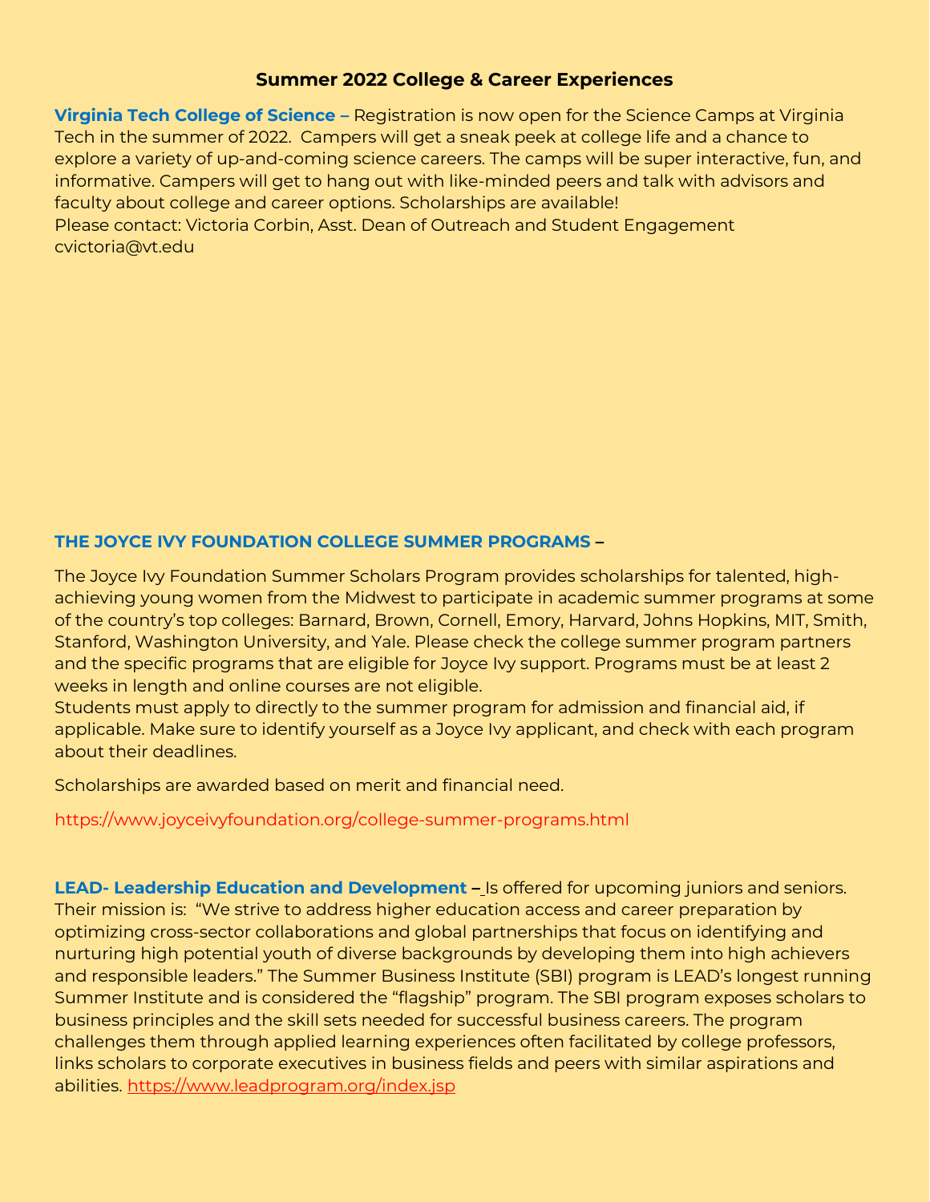## Summer 2022 College & Career Experiences

**Virginia Tech College of Science –** Registration is now open for the Science Camps at Virginia Tech in the summer of 2022. Campers will get a sneak peek at college life and a chance to explore a variety of up-and-coming science careers. The camps will be super interactive, fun, and informative. Campers will get to hang out with like-minded peers and talk with advisors and faculty about college and career options. Scholarships are available!
Please contact: Victoria Corbin, Asst. Dean of Outreach and Student Engagement
cvictoria@vt.edu

**THE JOYCE IVY FOUNDATION COLLEGE SUMMER PROGRAMS –**

The Joyce Ivy Foundation Summer Scholars Program provides scholarships for talented, high-achieving young women from the Midwest to participate in academic summer programs at some of the country's top colleges: Barnard, Brown, Cornell, Emory, Harvard, Johns Hopkins, MIT, Smith, Stanford, Washington University, and Yale. Please check the college summer program partners and the specific programs that are eligible for Joyce Ivy support. Programs must be at least 2 weeks in length and online courses are not eligible.
Students must apply to directly to the summer program for admission and financial aid, if applicable. Make sure to identify yourself as a Joyce Ivy applicant, and check with each program about their deadlines.

Scholarships are awarded based on merit and financial need.

https://www.joyceivyfoundation.org/college-summer-programs.html

**LEAD- Leadership Education and Development –** Is offered for upcoming juniors and seniors. Their mission is: "We strive to address higher education access and career preparation by optimizing cross-sector collaborations and global partnerships that focus on identifying and nurturing high potential youth of diverse backgrounds by developing them into high achievers and responsible leaders." The Summer Business Institute (SBI) program is LEAD's longest running Summer Institute and is considered the "flagship" program. The SBI program exposes scholars to business principles and the skill sets needed for successful business careers. The program challenges them through applied learning experiences often facilitated by college professors, links scholars to corporate executives in business fields and peers with similar aspirations and abilities. https://www.leadprogram.org/index.jsp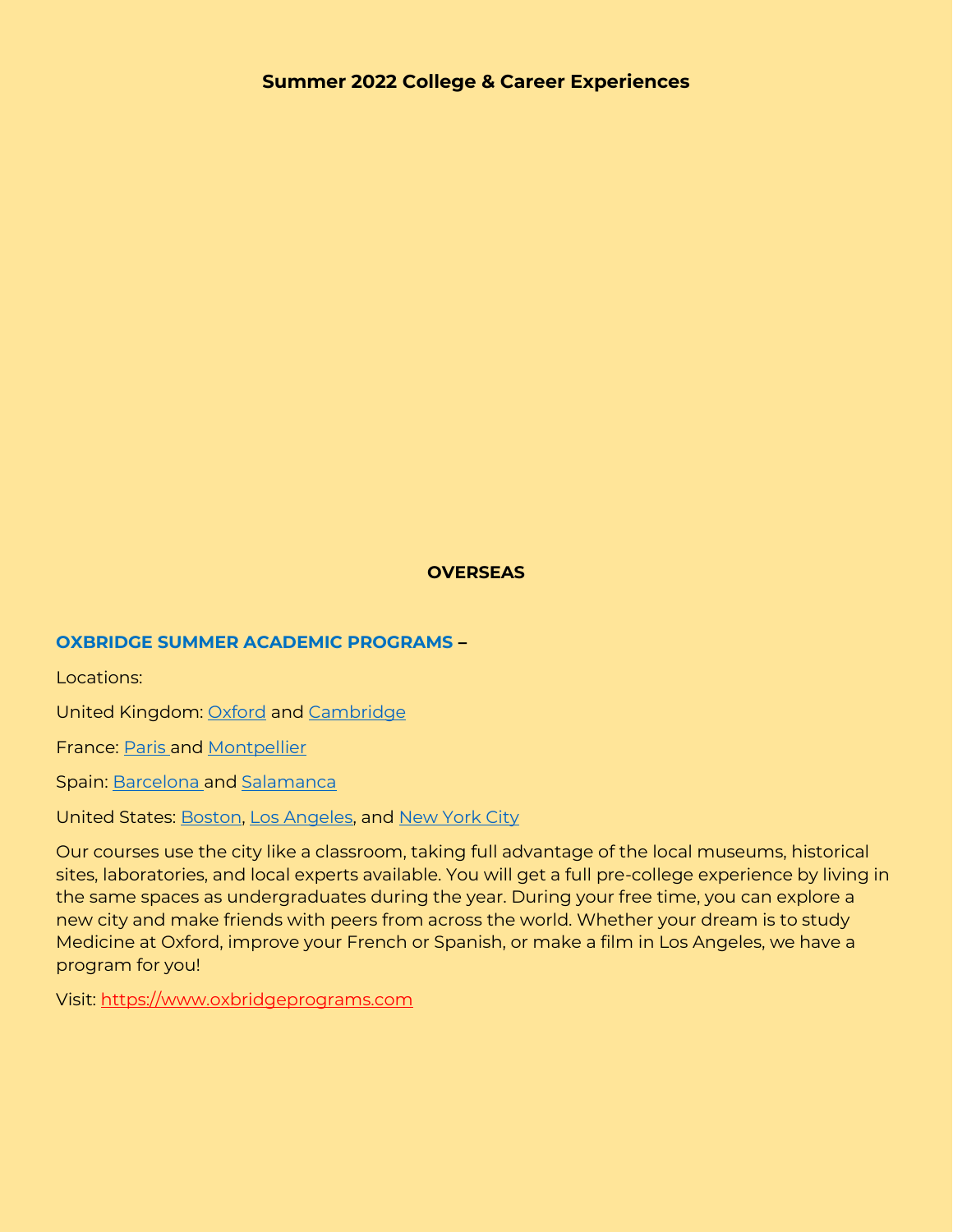**Summary 2022 College & Career Experiences**

**OVERSEAS**

**OXBRIDGE SUMMER ACADEMIC PROGRAMS** –

Locations:

United Kingdom: Oxford and Cambridge

France: Paris and Montpellier

Spain: Barcelona and Salamanca

United States: Boston, Los Angeles, and New York City

Our courses use the city like a classroom, taking full advantage of the local museums, historical sites, laboratories, and local experts available. You will get a full pre-college experience by living in the same spaces as undergraduates during the year. During your free time, you can explore a new city and make friends with peers from across the world. Whether your dream is to study Medicine at Oxford, improve your French or Spanish, or make a film in Los Angeles, we have a program for you!

Visit: https://www.oxbridgeprograms.com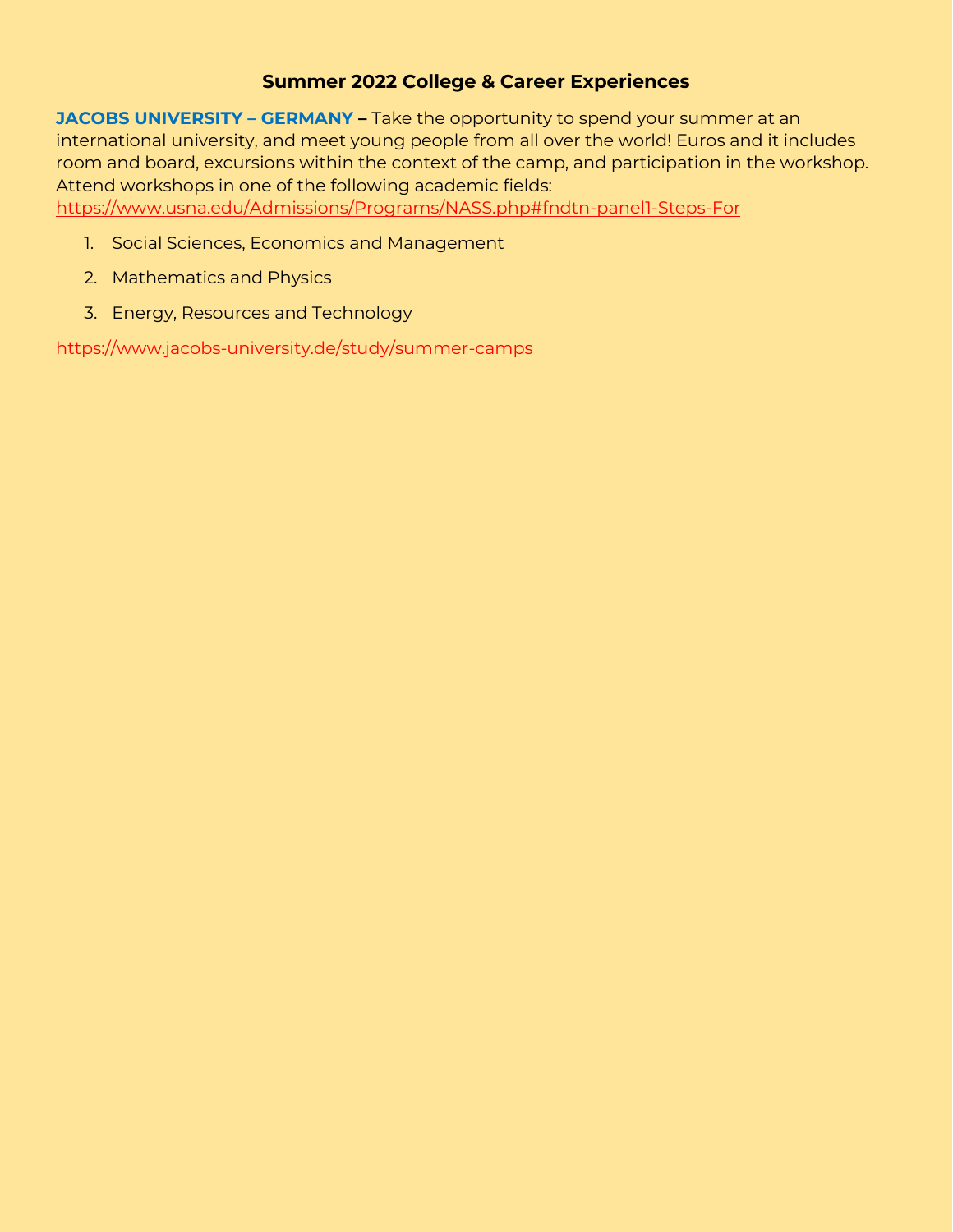**Summer 2022 College & Career Experiences**

**JACOBS UNIVERSITY – GERMANY –** Take the opportunity to spend your summer at an international university, and meet young people from all over the world! Euros and it includes room and board, excursions within the context of the camp, and participation in the workshop. Attend workshops in one of the following academic fields: https://www.usna.edu/Admissions/Programs/NASS.php#fndtn-panel1-Steps-For

1. Social Sciences, Economics and Management
2. Mathematics and Physics
3. Energy, Resources and Technology

https://www.jacobs-university.de/study/summer-camps